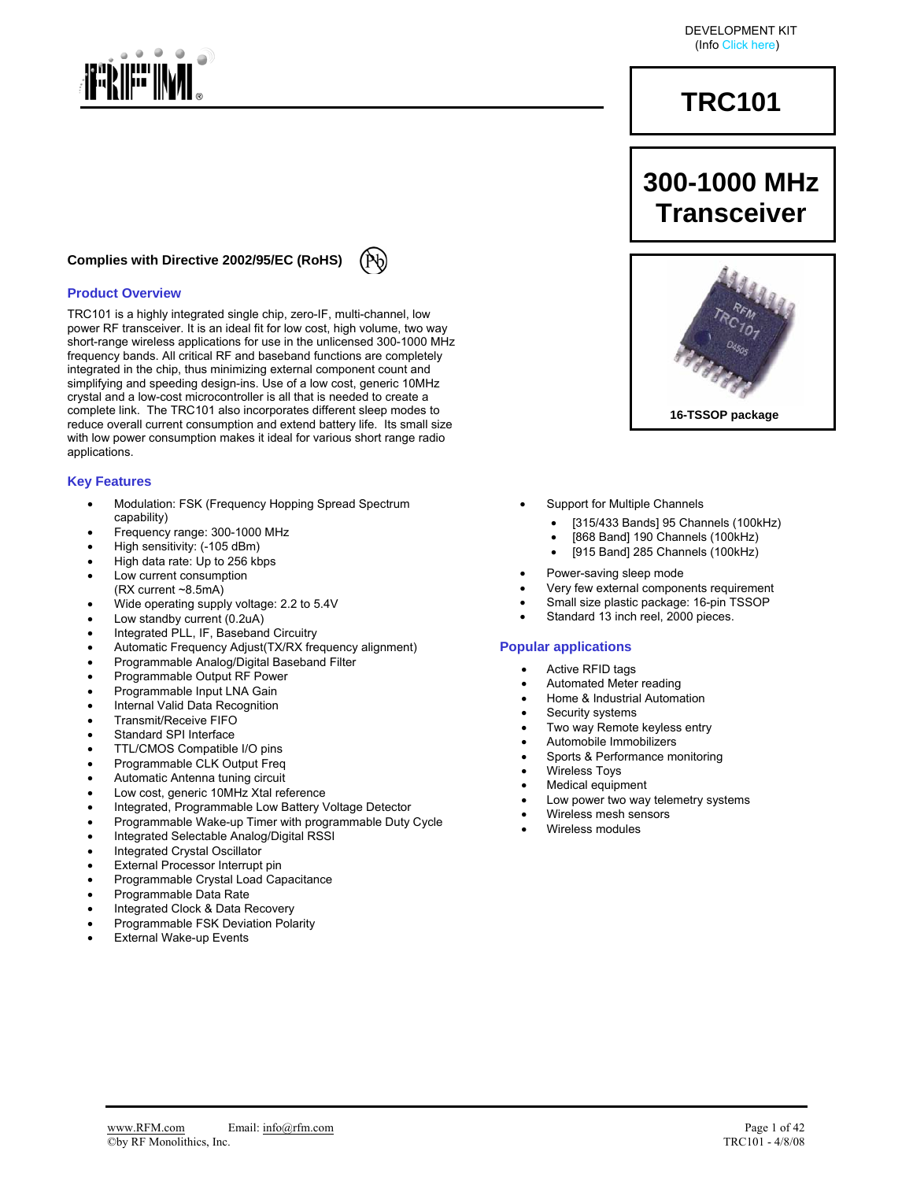DEVELOPMENT KIT
(Info Click here)

# TRC101

## 300-1000 MHz Transceiver

16-TSSOP package

**Complies with Directive 2002/95/EC (RoHS)**

## Product Overview

TRC101 is a highly integrated single chip, zero-IF, multi-channel, low power RF transceiver. It is an ideal fit for low cost, high volume, two way short-range wireless applications for use in the unlicensed 300-1000 MHz frequency bands. All critical RF and baseband functions are completely integrated in the chip, thus minimizing external component count and simplifying and speeding design-ins. Use of a low cost, generic 10MHz crystal and a low-cost microcontroller is all that is needed to create a complete link. The TRC101 also incorporates different sleep modes to reduce overall current consumption and extend battery life. Its small size with low power consumption makes it ideal for various short range radio applications.

## Key Features

- Modulation: FSK (Frequency Hopping Spread Spectrum capability)
- Frequency range: 300-1000 MHz
- High sensitivity: (-105 dBm)
- High data rate: Up to 256 kbps
- Low current consumption (RX current ~8.5mA)
- Wide operating supply voltage: 2.2 to 5.4V
- Low standby current (0.2uA)
- Integrated PLL, IF, Baseband Circuitry
- Automatic Frequency Adjust(TX/RX frequency alignment)
- Programmable Analog/Digital Baseband Filter
- Programmable Output RF Power
- Programmable Input LNA Gain
- Internal Valid Data Recognition
- Transmit/Receive FIFO
- Standard SPI Interface
- TTL/CMOS Compatible I/O pins
- Programmable CLK Output Freq
- Automatic Antenna tuning circuit
- Low cost, generic 10MHz Xtal reference
- Integrated, Programmable Low Battery Voltage Detector
- Programmable Wake-up Timer with programmable Duty Cycle
- Integrated Selectable Analog/Digital RSSI
- Integrated Crystal Oscillator
- External Processor Interrupt pin
- Programmable Crystal Load Capacitance
- Programmable Data Rate
- Integrated Clock & Data Recovery
- Programmable FSK Deviation Polarity
- External Wake-up Events
- Support for Multiple Channels
  - [315/433 Bands] 95 Channels (100kHz)
  - [868 Band] 190 Channels (100kHz)
  - [915 Band] 285 Channels (100kHz)
- Power-saving sleep mode
- Very few external components requirement
- Small size plastic package: 16-pin TSSOP
- Standard 13 inch reel, 2000 pieces.

## Popular applications

- Active RFID tags
- Automated Meter reading
- Home & Industrial Automation
- Security systems
- Two way Remote keyless entry
- Automobile Immobilizers
- Sports & Performance monitoring
- Wireless Toys
- Medical equipment
- Low power two way telemetry systems
- Wireless mesh sensors
- Wireless modules

www.RFM.com Email: info@rfm.com
©by RF Monolithics, Inc.
TRC101 - 4/8/08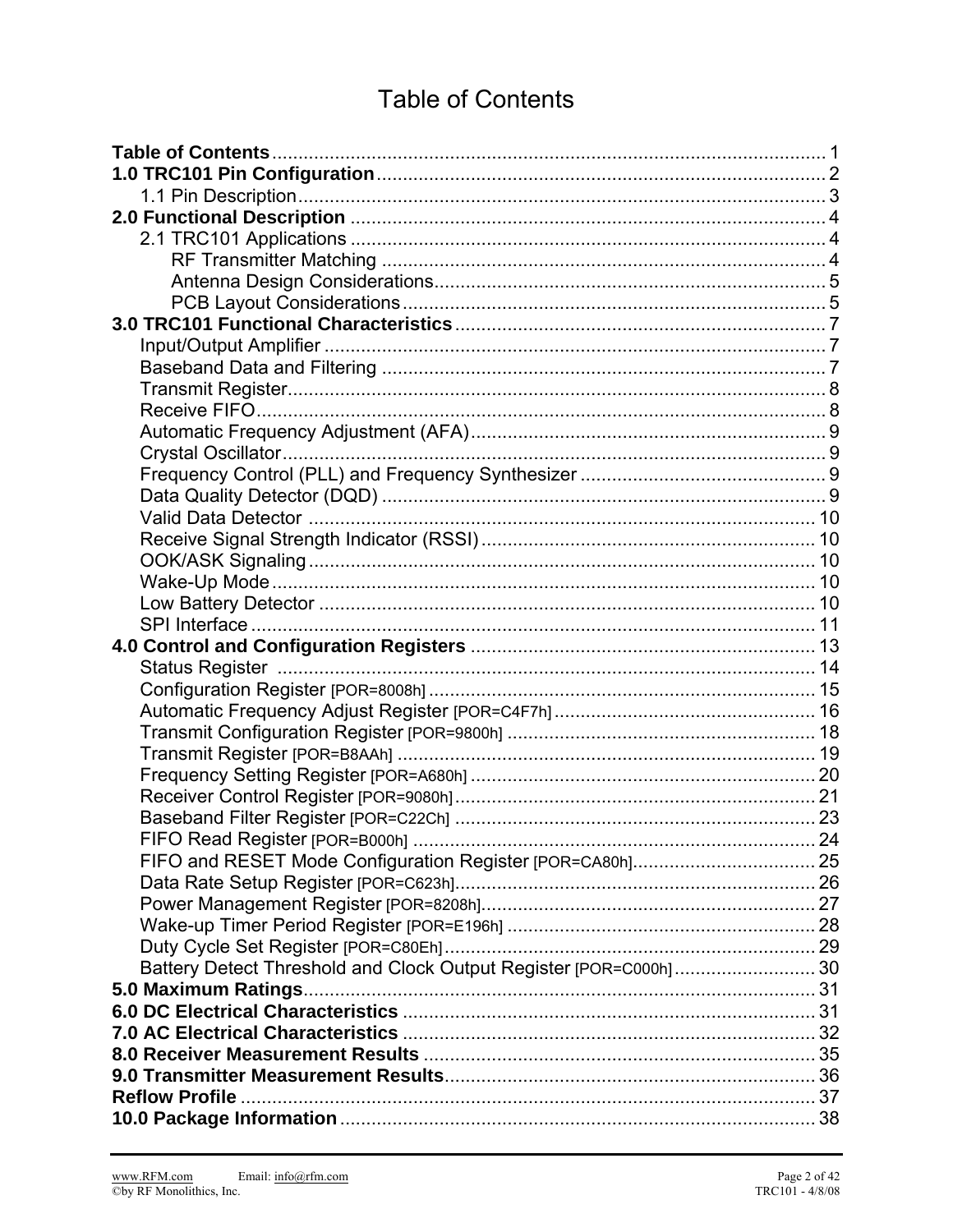# Table of Contents

**Table of Contents** ........................................................................................................ 1
**1.0 TRC101 Pin Configuration** ..................................................................................... 2
  1.1 Pin Description ...................................................................................................... 3
**2.0 Functional Description** ......................................................................................... 4
  2.1 TRC101 Applications ........................................................................................... 4
    RF Transmitter Matching ...................................................................................... 4
    Antenna Design Considerations ............................................................................ 5
    PCB Layout Considerations .................................................................................. 5
**3.0 TRC101 Functional Characteristics** ...................................................................... 7
  Input/Output Amplifier ................................................................................................ 7
  Baseband Data and Filtering ..................................................................................... 7
  Transmit Register ....................................................................................................... 8
  Receive FIFO .............................................................................................................. 8
  Automatic Frequency Adjustment (AFA) .................................................................... 9
  Crystal Oscillator ........................................................................................................ 9
  Frequency Control (PLL) and Frequency Synthesizer ............................................... 9
  Data Quality Detector (DQD) ..................................................................................... 9
  Valid Data Detector .................................................................................................. 10
  Receive Signal Strength Indicator (RSSI) ................................................................ 10
  OOK/ASK Signaling .................................................................................................. 10
  Wake-Up Mode ......................................................................................................... 10
  Low Battery Detector ................................................................................................ 10
  SPI Interface ............................................................................................................. 11
**4.0 Control and Configuration Registers** ................................................................... 13
  Status Register ......................................................................................................... 14
  Configuration Register [POR=8008h] ....................................................................... 15
  Automatic Frequency Adjust Register [POR=C4F7h] ............................................... 16
  Transmit Configuration Register [POR=9800h] ........................................................ 18
  Transmit Register [POR=B8AAh] .............................................................................. 19
  Frequency Setting Register [POR=A680h] ............................................................... 20
  Receiver Control Register [POR=9080h] .................................................................. 21
  Baseband Filter Register [POR=C22Ch] .................................................................. 23
  FIFO Read Register [POR=B000h] ........................................................................... 24
  FIFO and RESET Mode Configuration Register [POR=CA80h] ................................ 25
  Data Rate Setup Register [POR=C623h] .................................................................. 26
  Power Management Register [POR=8208h] ............................................................. 27
  Wake-up Timer Period Register [POR=E196h] ......................................................... 28
  Duty Cycle Set Register [POR=C80Eh] .................................................................... 29
  Battery Detect Threshold and Clock Output Register [POR=C000h] ........................ 30
**5.0 Maximum Ratings** ................................................................................................. 31
**6.0 DC Electrical Characteristics** ............................................................................... 31
**7.0 AC Electrical Characteristics** ............................................................................... 32
**8.0 Receiver Measurement Results** .......................................................................... 35
**9.0 Transmitter Measurement Results** ...................................................................... 36
**Reflow Profile** .............................................................................................................. 37
**10.0 Package Information** .......................................................................................... 38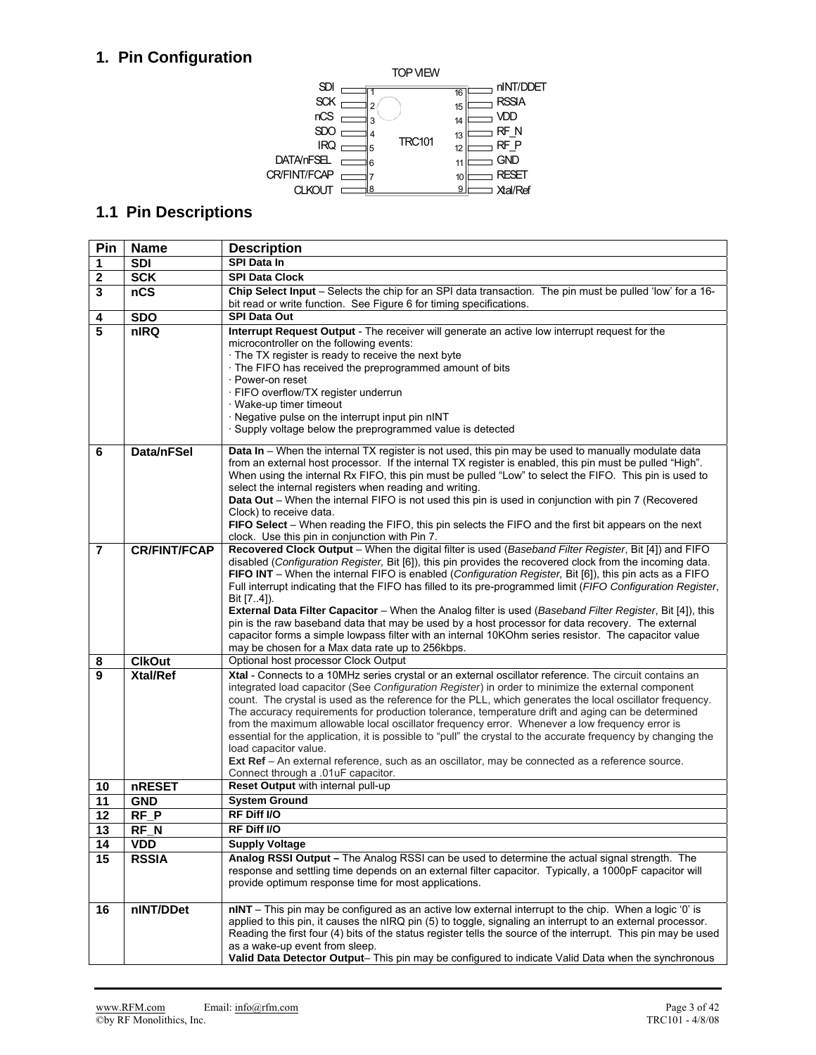# 1. Pin Configuration

TOP VIEW

| Pin | Name | | Pin | Name |
|---|---|---|---|---|
| 1 | SDI | TRC101 | 16 | nINT/DDET |
| 2 | SCK | | 15 | RSSIA |
| 3 | nCS | | 14 | VDD |
| 4 | SDO | | 13 | RF_N |
| 5 | IRQ | | 12 | RF_P |
| 6 | DATA/nFSEL | | 11 | GND |
| 7 | CR/FINT/FCAP | | 10 | RESET |
| 8 | CLKOUT | | 9 | Xtal/Ref |

## 1.1 Pin Descriptions

| Pin | Name | Description |
|---|---|---|
| 1 | SDI | **SPI Data In** |
| 2 | SCK | **SPI Data Clock** |
| 3 | nCS | **Chip Select Input** – Selects the chip for an SPI data transaction. The pin must be pulled 'low' for a 16-bit read or write function. See Figure 6 for timing specifications. |
| 4 | SDO | **SPI Data Out** |
| 5 | nIRQ | **Interrupt Request Output** - The receiver will generate an active low interrupt request for the microcontroller on the following events:<br>· The TX register is ready to receive the next byte<br>· The FIFO has received the preprogrammed amount of bits<br>· Power-on reset<br>· FIFO overflow/TX register underrun<br>· Wake-up timer timeout<br>· Negative pulse on the interrupt input pin nINT<br>· Supply voltage below the preprogrammed value is detected |
| 6 | Data/nFSel | **Data In** – When the internal TX register is not used, this pin may be used to manually modulate data from an external host processor. If the internal TX register is enabled, this pin must be pulled "High". When using the internal Rx FIFO, this pin must be pulled "Low" to select the FIFO. This pin is used to select the internal registers when reading and writing.<br>**Data Out** – When the internal FIFO is not used this pin is used in conjunction with pin 7 (Recovered Clock) to receive data.<br>**FIFO Select** – When reading the FIFO, this pin selects the FIFO and the first bit appears on the next clock. Use this pin in conjunction with Pin 7. |
| 7 | CR/FINT/FCAP | **Recovered Clock Output** – When the digital filter is used (*Baseband Filter Register*, Bit [4]) and FIFO disabled (*Configuration Register,* Bit [6]), this pin provides the recovered clock from the incoming data.<br>**FIFO INT** – When the internal FIFO is enabled (*Configuration Register,* Bit [6]), this pin acts as a FIFO Full interrupt indicating that the FIFO has filled to its pre-programmed limit (*FIFO Configuration Register*, Bit [7..4]).<br>**External Data Filter Capacitor** – When the Analog filter is used (*Baseband Filter Register*, Bit [4]), this pin is the raw baseband data that may be used by a host processor for data recovery. The external capacitor forms a simple lowpass filter with an internal 10KOhm series resistor. The capacitor value may be chosen for a Max data rate up to 256kbps. |
| 8 | ClkOut | Optional host processor Clock Output |
| 9 | Xtal/Ref | **Xtal** - Connects to a 10MHz series crystal or an external oscillator reference. The circuit contains an integrated load capacitor (See *Configuration Register*) in order to minimize the external component count. The crystal is used as the reference for the PLL, which generates the local oscillator frequency. The accuracy requirements for production tolerance, temperature drift and aging can be determined from the maximum allowable local oscillator frequency error. Whenever a low frequency error is essential for the application, it is possible to "pull" the crystal to the accurate frequency by changing the load capacitor value.<br>**Ext Ref** – An external reference, such as an oscillator, may be connected as a reference source. Connect through a .01uF capacitor. |
| 10 | nRESET | **Reset Output** with internal pull-up |
| 11 | GND | **System Ground** |
| 12 | RF_P | **RF Diff I/O** |
| 13 | RF_N | **RF Diff I/O** |
| 14 | VDD | **Supply Voltage** |
| 15 | RSSIA | **Analog RSSI Output –** The Analog RSSI can be used to determine the actual signal strength. The response and settling time depends on an external filter capacitor. Typically, a 1000pF capacitor will provide optimum response time for most applications. |
| 16 | nINT/DDet | **nINT** – This pin may be configured as an active low external interrupt to the chip. When a logic '0' is applied to this pin, it causes the nIRQ pin (5) to toggle, signaling an interrupt to an external processor. Reading the first four (4) bits of the status register tells the source of the interrupt. This pin may be used as a wake-up event from sleep.<br>**Valid Data Detector Output**– This pin may be configured to indicate Valid Data when the synchronous |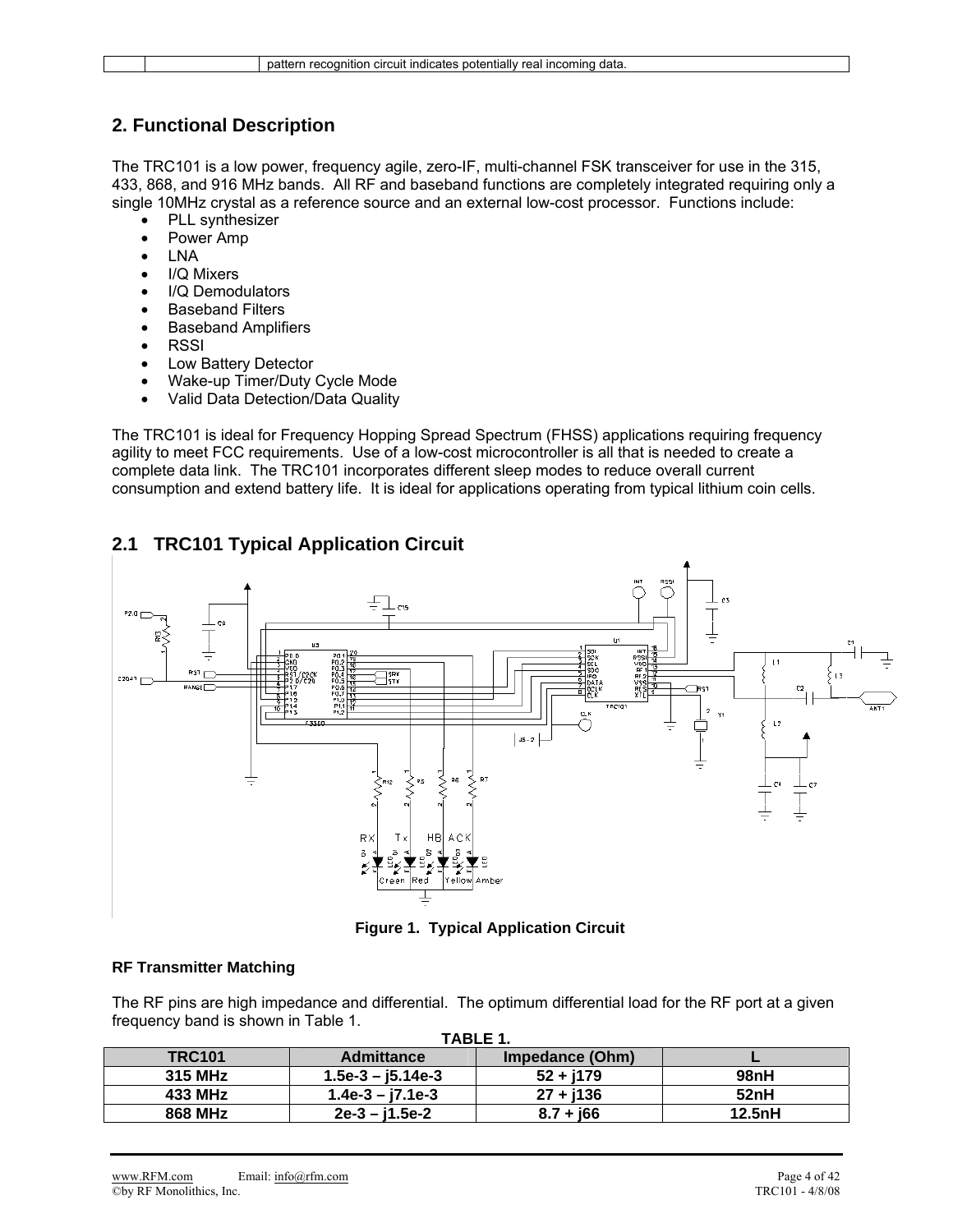| | | pattern recognition circuit indicates potentially real incoming data. |
|---|---|---|

## 2. Functional Description

The TRC101 is a low power, frequency agile, zero-IF, multi-channel FSK transceiver for use in the 315, 433, 868, and 916 MHz bands. All RF and baseband functions are completely integrated requiring only a single 10MHz crystal as a reference source and an external low-cost processor. Functions include:

- PLL synthesizer
- Power Amp
- LNA
- I/Q Mixers
- I/Q Demodulators
- Baseband Filters
- Baseband Amplifiers
- RSSI
- Low Battery Detector
- Wake-up Timer/Duty Cycle Mode
- Valid Data Detection/Data Quality

The TRC101 is ideal for Frequency Hopping Spread Spectrum (FHSS) applications requiring frequency agility to meet FCC requirements. Use of a low-cost microcontroller is all that is needed to create a complete data link. The TRC101 incorporates different sleep modes to reduce overall current consumption and extend battery life. It is ideal for applications operating from typical lithium coin cells.

## 2.1 TRC101 Typical Application Circuit

**Figure 1. Typical Application Circuit**

**RF Transmitter Matching**

The RF pins are high impedance and differential. The optimum differential load for the RF port at a given frequency band is shown in Table 1.

**TABLE 1.**

| TRC101 | Admittance | Impedance (Ohm) | L |
|---|---|---|---|
| 315 MHz | 1.5e-3 – j5.14e-3 | 52 + j179 | 98nH |
| 433 MHz | 1.4e-3 – j7.1e-3 | 27 + j136 | 52nH |
| 868 MHz | 2e-3 – j1.5e-2 | 8.7 + j66 | 12.5nH |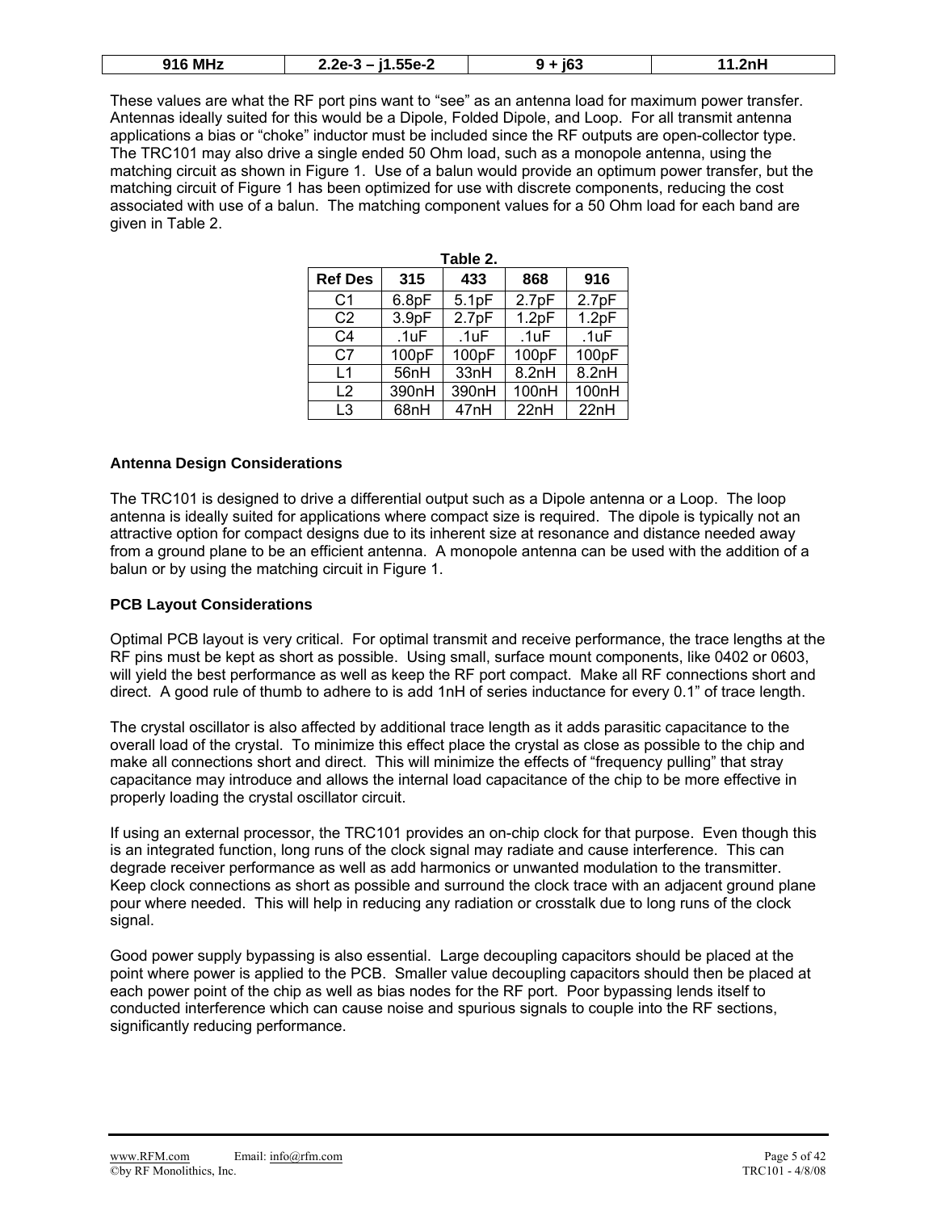| 916 MHz | 2.2e-3 – j1.55e-2 | 9 + j63 | 11.2nH |
|---|---|---|---|

These values are what the RF port pins want to "see" as an antenna load for maximum power transfer. Antennas ideally suited for this would be a Dipole, Folded Dipole, and Loop. For all transmit antenna applications a bias or "choke" inductor must be included since the RF outputs are open-collector type. The TRC101 may also drive a single ended 50 Ohm load, such as a monopole antenna, using the matching circuit as shown in Figure 1. Use of a balun would provide an optimum power transfer, but the matching circuit of Figure 1 has been optimized for use with discrete components, reducing the cost associated with use of a balun. The matching component values for a 50 Ohm load for each band are given in Table 2.

**Table 2.**

| Ref Des | 315 | 433 | 868 | 916 |
|---|---|---|---|---|
| C1 | 6.8pF | 5.1pF | 2.7pF | 2.7pF |
| C2 | 3.9pF | 2.7pF | 1.2pF | 1.2pF |
| C4 | .1uF | .1uF | .1uF | .1uF |
| C7 | 100pF | 100pF | 100pF | 100pF |
| L1 | 56nH | 33nH | 8.2nH | 8.2nH |
| L2 | 390nH | 390nH | 100nH | 100nH |
| L3 | 68nH | 47nH | 22nH | 22nH |

### Antenna Design Considerations

The TRC101 is designed to drive a differential output such as a Dipole antenna or a Loop. The loop antenna is ideally suited for applications where compact size is required. The dipole is typically not an attractive option for compact designs due to its inherent size at resonance and distance needed away from a ground plane to be an efficient antenna. A monopole antenna can be used with the addition of a balun or by using the matching circuit in Figure 1.

### PCB Layout Considerations

Optimal PCB layout is very critical. For optimal transmit and receive performance, the trace lengths at the RF pins must be kept as short as possible. Using small, surface mount components, like 0402 or 0603, will yield the best performance as well as keep the RF port compact. Make all RF connections short and direct. A good rule of thumb to adhere to is add 1nH of series inductance for every 0.1" of trace length.

The crystal oscillator is also affected by additional trace length as it adds parasitic capacitance to the overall load of the crystal. To minimize this effect place the crystal as close as possible to the chip and make all connections short and direct. This will minimize the effects of "frequency pulling" that stray capacitance may introduce and allows the internal load capacitance of the chip to be more effective in properly loading the crystal oscillator circuit.

If using an external processor, the TRC101 provides an on-chip clock for that purpose. Even though this is an integrated function, long runs of the clock signal may radiate and cause interference. This can degrade receiver performance as well as add harmonics or unwanted modulation to the transmitter. Keep clock connections as short as possible and surround the clock trace with an adjacent ground plane pour where needed. This will help in reducing any radiation or crosstalk due to long runs of the clock signal.

Good power supply bypassing is also essential. Large decoupling capacitors should be placed at the point where power is applied to the PCB. Smaller value decoupling capacitors should then be placed at each power point of the chip as well as bias nodes for the RF port. Poor bypassing lends itself to conducted interference which can cause noise and spurious signals to couple into the RF sections, significantly reducing performance.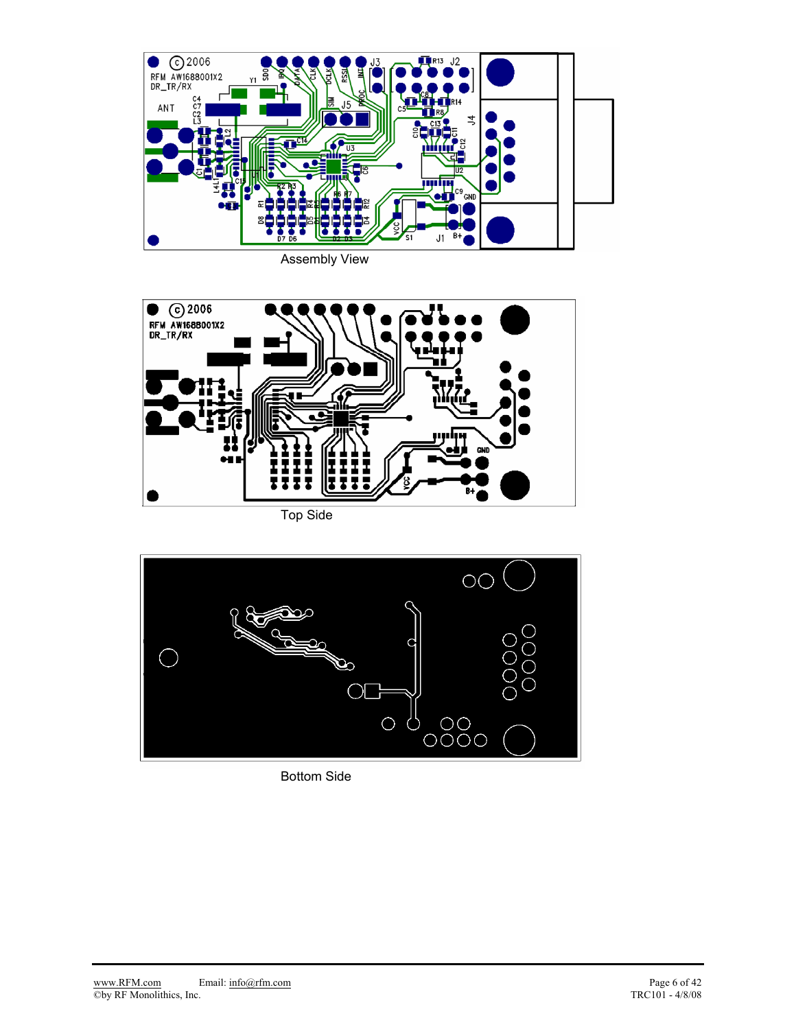Assembly View

Top Side

Bottom Side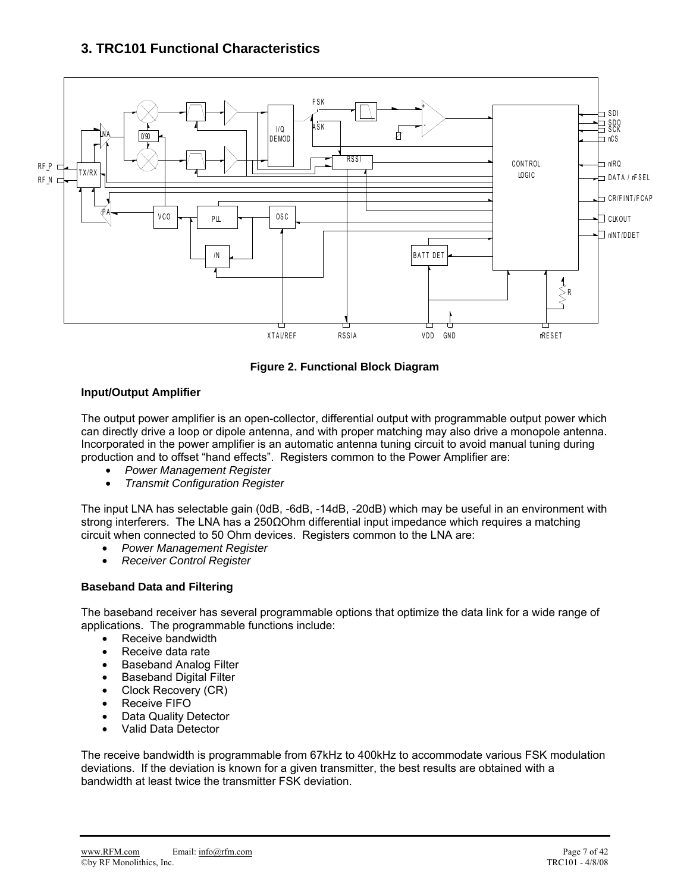## 3. TRC101 Functional Characteristics

**Figure 2. Functional Block Diagram**

### Input/Output Amplifier

The output power amplifier is an open-collector, differential output with programmable output power which can directly drive a loop or dipole antenna, and with proper matching may also drive a monopole antenna. Incorporated in the power amplifier is an automatic antenna tuning circuit to avoid manual tuning during production and to offset "hand effects". Registers common to the Power Amplifier are:

- *Power Management Register*
- *Transmit Configuration Register*

The input LNA has selectable gain (0dB, -6dB, -14dB, -20dB) which may be useful in an environment with strong interferers. The LNA has a 250ΩOhm differential input impedance which requires a matching circuit when connected to 50 Ohm devices. Registers common to the LNA are:

- *Power Management Register*
- *Receiver Control Register*

### Baseband Data and Filtering

The baseband receiver has several programmable options that optimize the data link for a wide range of applications. The programmable functions include:

- Receive bandwidth
- Receive data rate
- Baseband Analog Filter
- Baseband Digital Filter
- Clock Recovery (CR)
- Receive FIFO
- Data Quality Detector
- Valid Data Detector

The receive bandwidth is programmable from 67kHz to 400kHz to accommodate various FSK modulation deviations. If the deviation is known for a given transmitter, the best results are obtained with a bandwidth at least twice the transmitter FSK deviation.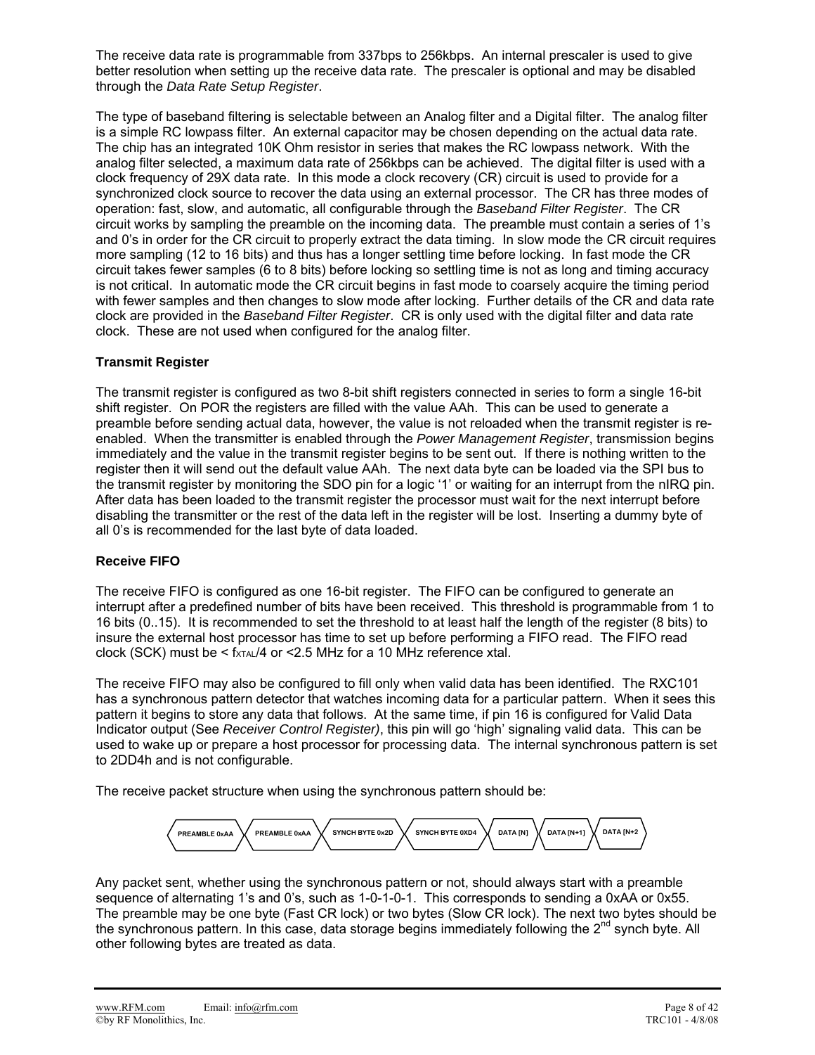The receive data rate is programmable from 337bps to 256kbps. An internal prescaler is used to give better resolution when setting up the receive data rate. The prescaler is optional and may be disabled through the *Data Rate Setup Register*.

The type of baseband filtering is selectable between an Analog filter and a Digital filter. The analog filter is a simple RC lowpass filter. An external capacitor may be chosen depending on the actual data rate. The chip has an integrated 10K Ohm resistor in series that makes the RC lowpass network. With the analog filter selected, a maximum data rate of 256kbps can be achieved. The digital filter is used with a clock frequency of 29X data rate. In this mode a clock recovery (CR) circuit is used to provide for a synchronized clock source to recover the data using an external processor. The CR has three modes of operation: fast, slow, and automatic, all configurable through the *Baseband Filter Register*. The CR circuit works by sampling the preamble on the incoming data. The preamble must contain a series of 1's and 0's in order for the CR circuit to properly extract the data timing. In slow mode the CR circuit requires more sampling (12 to 16 bits) and thus has a longer settling time before locking. In fast mode the CR circuit takes fewer samples (6 to 8 bits) before locking so settling time is not as long and timing accuracy is not critical. In automatic mode the CR circuit begins in fast mode to coarsely acquire the timing period with fewer samples and then changes to slow mode after locking. Further details of the CR and data rate clock are provided in the *Baseband Filter Register*. CR is only used with the digital filter and data rate clock. These are not used when configured for the analog filter.

### Transmit Register

The transmit register is configured as two 8-bit shift registers connected in series to form a single 16-bit shift register. On POR the registers are filled with the value AAh. This can be used to generate a preamble before sending actual data, however, the value is not reloaded when the transmit register is re-enabled. When the transmitter is enabled through the *Power Management Register*, transmission begins immediately and the value in the transmit register begins to be sent out. If there is nothing written to the register then it will send out the default value AAh. The next data byte can be loaded via the SPI bus to the transmit register by monitoring the SDO pin for a logic '1' or waiting for an interrupt from the nIRQ pin. After data has been loaded to the transmit register the processor must wait for the next interrupt before disabling the transmitter or the rest of the data left in the register will be lost. Inserting a dummy byte of all 0's is recommended for the last byte of data loaded.

### Receive FIFO

The receive FIFO is configured as one 16-bit register. The FIFO can be configured to generate an interrupt after a predefined number of bits have been received. This threshold is programmable from 1 to 16 bits (0..15). It is recommended to set the threshold to at least half the length of the register (8 bits) to insure the external host processor has time to set up before performing a FIFO read. The FIFO read clock (SCK) must be < $f_{XTAL}/4$ or <2.5 MHz for a 10 MHz reference xtal.

The receive FIFO may also be configured to fill only when valid data has been identified. The RXC101 has a synchronous pattern detector that watches incoming data for a particular pattern. When it sees this pattern it begins to store any data that follows. At the same time, if pin 16 is configured for Valid Data Indicator output (See *Receiver Control Register)*, this pin will go 'high' signaling valid data. This can be used to wake up or prepare a host processor for processing data. The internal synchronous pattern is set to 2DD4h and is not configurable.

The receive packet structure when using the synchronous pattern should be:

| PREAMBLE 0xAA | PREAMBLE 0xAA | SYNCH BYTE 0x2D | SYNCH BYTE 0XD4 | DATA [N] | DATA [N+1] | DATA [N+2 |
|---|---|---|---|---|---|---|

Any packet sent, whether using the synchronous pattern or not, should always start with a preamble sequence of alternating 1's and 0's, such as 1-0-1-0-1. This corresponds to sending a 0xAA or 0x55. The preamble may be one byte (Fast CR lock) or two bytes (Slow CR lock). The next two bytes should be the synchronous pattern. In this case, data storage begins immediately following the 2nd synch byte. All other following bytes are treated as data.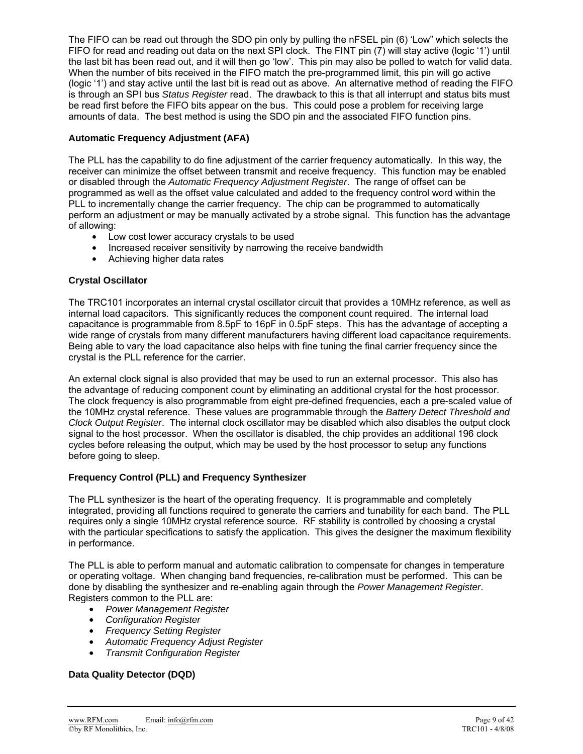The FIFO can be read out through the SDO pin only by pulling the nFSEL pin (6) 'Low" which selects the FIFO for read and reading out data on the next SPI clock. The FINT pin (7) will stay active (logic '1') until the last bit has been read out, and it will then go 'low'. This pin may also be polled to watch for valid data. When the number of bits received in the FIFO match the pre-programmed limit, this pin will go active (logic '1') and stay active until the last bit is read out as above. An alternative method of reading the FIFO is through an SPI bus *Status Register* read. The drawback to this is that all interrupt and status bits must be read first before the FIFO bits appear on the bus. This could pose a problem for receiving large amounts of data. The best method is using the SDO pin and the associated FIFO function pins.

### Automatic Frequency Adjustment (AFA)

The PLL has the capability to do fine adjustment of the carrier frequency automatically. In this way, the receiver can minimize the offset between transmit and receive frequency. This function may be enabled or disabled through the *Automatic Frequency Adjustment Register*. The range of offset can be programmed as well as the offset value calculated and added to the frequency control word within the PLL to incrementally change the carrier frequency. The chip can be programmed to automatically perform an adjustment or may be manually activated by a strobe signal. This function has the advantage of allowing:

- Low cost lower accuracy crystals to be used
- Increased receiver sensitivity by narrowing the receive bandwidth
- Achieving higher data rates

### Crystal Oscillator

The TRC101 incorporates an internal crystal oscillator circuit that provides a 10MHz reference, as well as internal load capacitors. This significantly reduces the component count required. The internal load capacitance is programmable from 8.5pF to 16pF in 0.5pF steps. This has the advantage of accepting a wide range of crystals from many different manufacturers having different load capacitance requirements. Being able to vary the load capacitance also helps with fine tuning the final carrier frequency since the crystal is the PLL reference for the carrier.

An external clock signal is also provided that may be used to run an external processor. This also has the advantage of reducing component count by eliminating an additional crystal for the host processor. The clock frequency is also programmable from eight pre-defined frequencies, each a pre-scaled value of the 10MHz crystal reference. These values are programmable through the *Battery Detect Threshold and Clock Output Register*. The internal clock oscillator may be disabled which also disables the output clock signal to the host processor. When the oscillator is disabled, the chip provides an additional 196 clock cycles before releasing the output, which may be used by the host processor to setup any functions before going to sleep.

### Frequency Control (PLL) and Frequency Synthesizer

The PLL synthesizer is the heart of the operating frequency. It is programmable and completely integrated, providing all functions required to generate the carriers and tunability for each band. The PLL requires only a single 10MHz crystal reference source. RF stability is controlled by choosing a crystal with the particular specifications to satisfy the application. This gives the designer the maximum flexibility in performance.

The PLL is able to perform manual and automatic calibration to compensate for changes in temperature or operating voltage. When changing band frequencies, re-calibration must be performed. This can be done by disabling the synthesizer and re-enabling again through the *Power Management Register*. Registers common to the PLL are:

- *Power Management Register*
- *Configuration Register*
- *Frequency Setting Register*
- *Automatic Frequency Adjust Register*
- *Transmit Configuration Register*

### Data Quality Detector (DQD)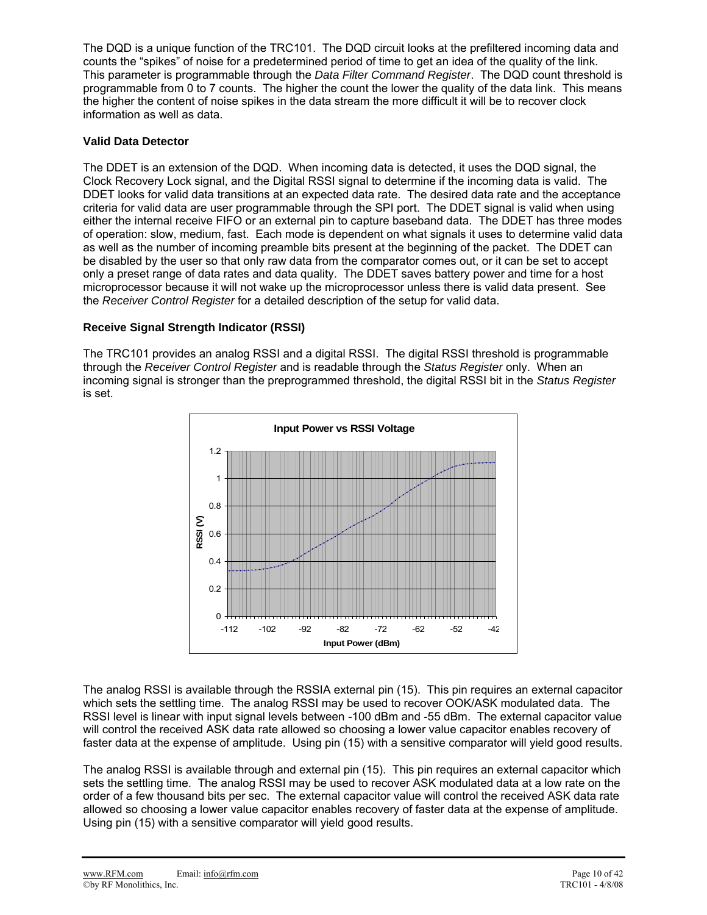The DQD is a unique function of the TRC101. The DQD circuit looks at the prefiltered incoming data and counts the "spikes" of noise for a predetermined period of time to get an idea of the quality of the link. This parameter is programmable through the *Data Filter Command Register*. The DQD count threshold is programmable from 0 to 7 counts. The higher the count the lower the quality of the data link. This means the higher the content of noise spikes in the data stream the more difficult it will be to recover clock information as well as data.

### Valid Data Detector

The DDET is an extension of the DQD. When incoming data is detected, it uses the DQD signal, the Clock Recovery Lock signal, and the Digital RSSI signal to determine if the incoming data is valid. The DDET looks for valid data transitions at an expected data rate. The desired data rate and the acceptance criteria for valid data are user programmable through the SPI port. The DDET signal is valid when using either the internal receive FIFO or an external pin to capture baseband data. The DDET has three modes of operation: slow, medium, fast. Each mode is dependent on what signals it uses to determine valid data as well as the number of incoming preamble bits present at the beginning of the packet. The DDET can be disabled by the user so that only raw data from the comparator comes out, or it can be set to accept only a preset range of data rates and data quality. The DDET saves battery power and time for a host microprocessor because it will not wake up the microprocessor unless there is valid data present. See the *Receiver Control Register* for a detailed description of the setup for valid data.

### Receive Signal Strength Indicator (RSSI)

The TRC101 provides an analog RSSI and a digital RSSI. The digital RSSI threshold is programmable through the *Receiver Control Register* and is readable through the *Status Register* only. When an incoming signal is stronger than the preprogrammed threshold, the digital RSSI bit in the *Status Register* is set.

**Input Power vs RSSI Voltage**

The analog RSSI is available through the RSSIA external pin (15). This pin requires an external capacitor which sets the settling time. The analog RSSI may be used to recover OOK/ASK modulated data. The RSSI level is linear with input signal levels between -100 dBm and -55 dBm. The external capacitor value will control the received ASK data rate allowed so choosing a lower value capacitor enables recovery of faster data at the expense of amplitude. Using pin (15) with a sensitive comparator will yield good results.

The analog RSSI is available through and external pin (15). This pin requires an external capacitor which sets the settling time. The analog RSSI may be used to recover ASK modulated data at a low rate on the order of a few thousand bits per sec. The external capacitor value will control the received ASK data rate allowed so choosing a lower value capacitor enables recovery of faster data at the expense of amplitude. Using pin (15) with a sensitive comparator will yield good results.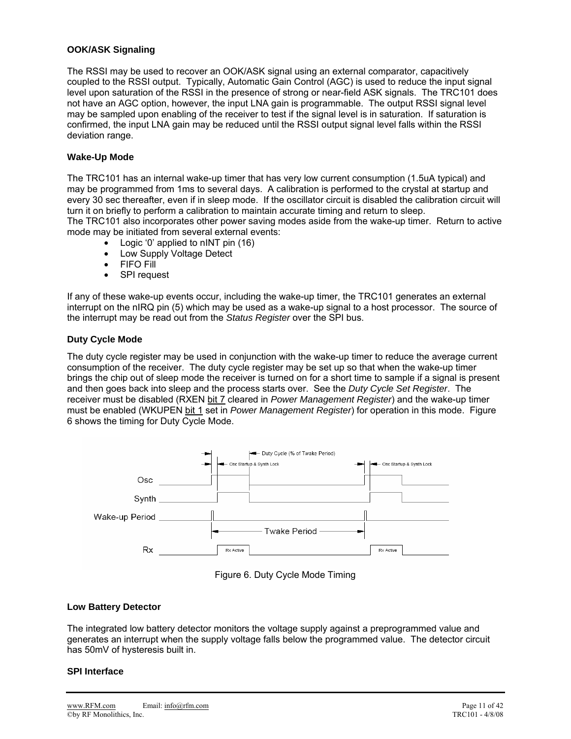### OOK/ASK Signaling

The RSSI may be used to recover an OOK/ASK signal using an external comparator, capacitively coupled to the RSSI output. Typically, Automatic Gain Control (AGC) is used to reduce the input signal level upon saturation of the RSSI in the presence of strong or near-field ASK signals. The TRC101 does not have an AGC option, however, the input LNA gain is programmable. The output RSSI signal level may be sampled upon enabling of the receiver to test if the signal level is in saturation. If saturation is confirmed, the input LNA gain may be reduced until the RSSI output signal level falls within the RSSI deviation range.

### Wake-Up Mode

The TRC101 has an internal wake-up timer that has very low current consumption (1.5uA typical) and may be programmed from 1ms to several days. A calibration is performed to the crystal at startup and every 30 sec thereafter, even if in sleep mode. If the oscillator circuit is disabled the calibration circuit will turn it on briefly to perform a calibration to maintain accurate timing and return to sleep.
The TRC101 also incorporates other power saving modes aside from the wake-up timer. Return to active mode may be initiated from several external events:

- Logic '0' applied to nINT pin (16)
- Low Supply Voltage Detect
- FIFO Fill
- SPI request

If any of these wake-up events occur, including the wake-up timer, the TRC101 generates an external interrupt on the nIRQ pin (5) which may be used as a wake-up signal to a host processor. The source of the interrupt may be read out from the *Status Register* over the SPI bus.

### Duty Cycle Mode

The duty cycle register may be used in conjunction with the wake-up timer to reduce the average current consumption of the receiver. The duty cycle register may be set up so that when the wake-up timer brings the chip out of sleep mode the receiver is turned on for a short time to sample if a signal is present and then goes back into sleep and the process starts over. See the *Duty Cycle Set Register*. The receiver must be disabled (RXEN bit 7 cleared in *Power Management Register*) and the wake-up timer must be enabled (WKUPEN bit 1 set in *Power Management Register*) for operation in this mode. Figure 6 shows the timing for Duty Cycle Mode.

Figure 6. Duty Cycle Mode Timing

### Low Battery Detector

The integrated low battery detector monitors the voltage supply against a preprogrammed value and generates an interrupt when the supply voltage falls below the programmed value. The detector circuit has 50mV of hysteresis built in.

### SPI Interface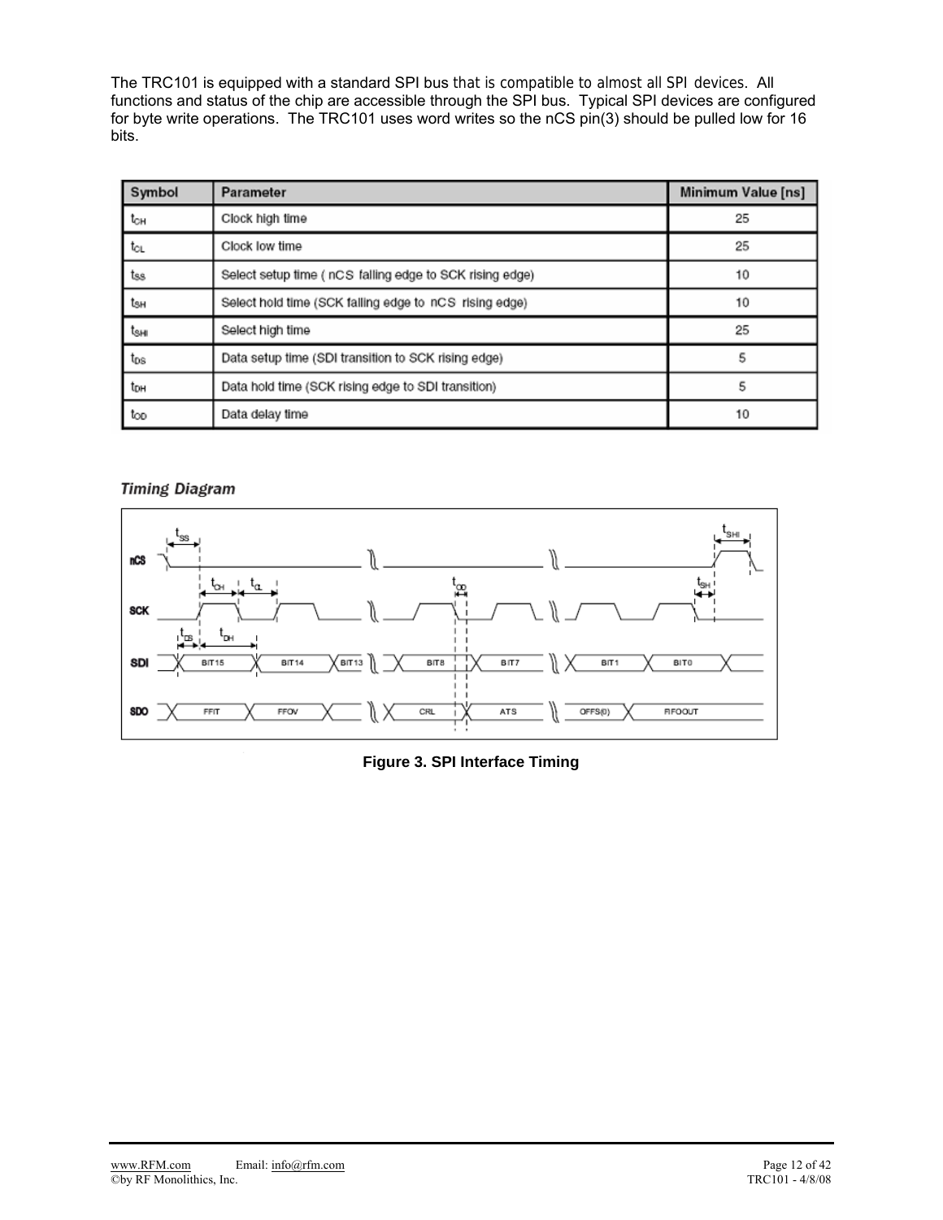The TRC101 is equipped with a standard SPI bus that is compatible to almost all SPI devices. All functions and status of the chip are accessible through the SPI bus. Typical SPI devices are configured for byte write operations. The TRC101 uses word writes so the nCS pin(3) should be pulled low for 16 bits.

| Symbol | Parameter | Minimum Value [ns] |
|---|---|---|
| $t_{CH}$ | Clock high time | 25 |
| $t_{CL}$ | Clock low time | 25 |
| $t_{SS}$ | Select setup time ( nCS falling edge to SCK rising edge) | 10 |
| $t_{SH}$ | Select hold time (SCK falling edge to nCS rising edge) | 10 |
| $t_{SHI}$ | Select high time | 25 |
| $t_{DS}$ | Data setup time (SDI transition to SCK rising edge) | 5 |
| $t_{DH}$ | Data hold time (SCK rising edge to SDI transition) | 5 |
| $t_{OD}$ | Data delay time | 10 |

***Timing Diagram***

**Figure 3. SPI Interface Timing**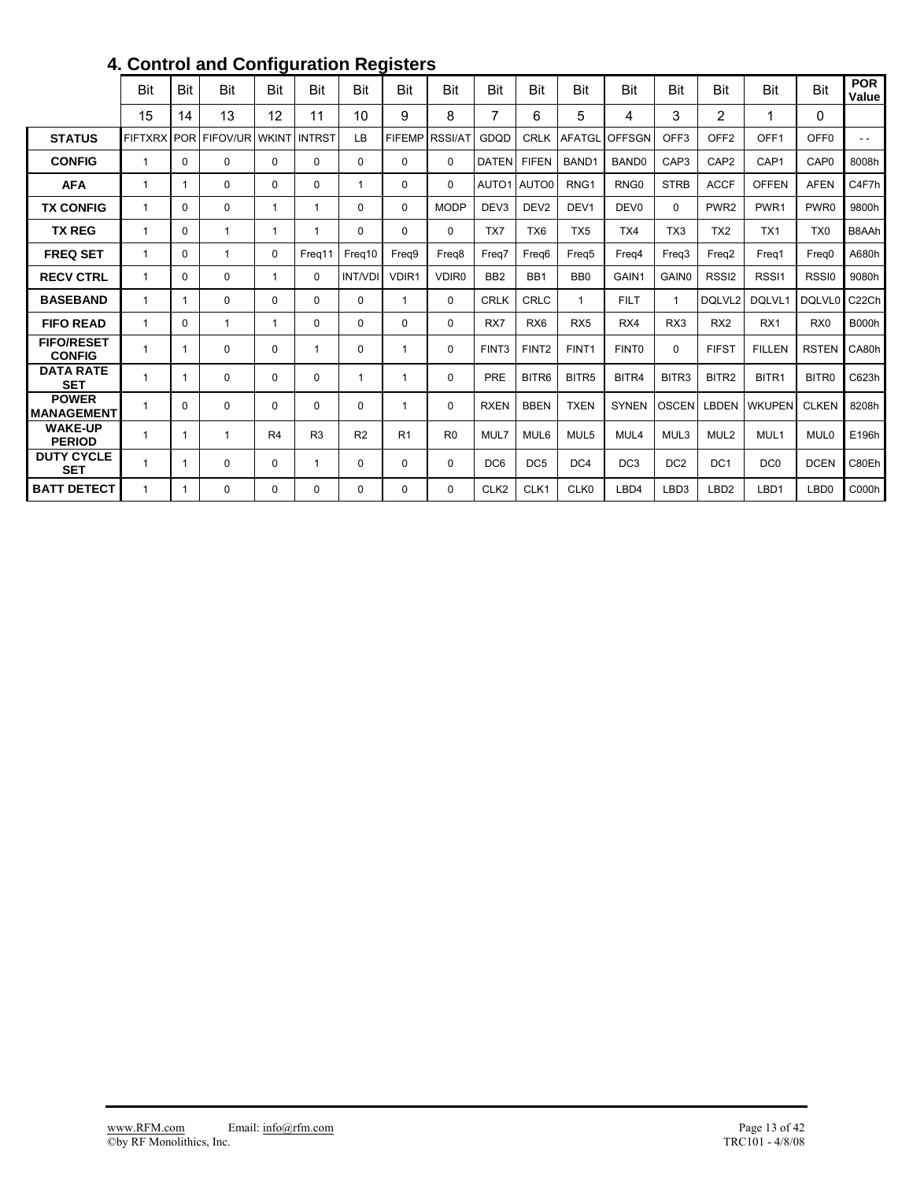## 4. Control and Configuration Registers

| | Bit 15 | Bit 14 | Bit 13 | Bit 12 | Bit 11 | Bit 10 | Bit 9 | Bit 8 | Bit 7 | Bit 6 | Bit 5 | Bit 4 | Bit 3 | Bit 2 | Bit 1 | Bit 0 | POR Value |
|---|---|---|---|---|---|---|---|---|---|---|---|---|---|---|---|---|---|
| **STATUS** | FIFTXRX | POR | FIFOV/UR | WKINT | INTRST | LB | FIFEMP | RSSI/AT | GDQD | CRLK | AFATGL | OFFSGN | OFF3 | OFF2 | OFF1 | OFF0 | - - |
| **CONFIG** | 1 | 0 | 0 | 0 | 0 | 0 | 0 | 0 | DATEN | FIFEN | BAND1 | BAND0 | CAP3 | CAP2 | CAP1 | CAP0 | 8008h |
| **AFA** | 1 | 1 | 0 | 0 | 0 | 1 | 0 | 0 | AUTO1 | AUTO0 | RNG1 | RNG0 | STRB | ACCF | OFFEN | AFEN | C4F7h |
| **TX CONFIG** | 1 | 0 | 0 | 1 | 1 | 0 | 0 | MODP | DEV3 | DEV2 | DEV1 | DEV0 | 0 | PWR2 | PWR1 | PWR0 | 9800h |
| **TX REG** | 1 | 0 | 1 | 1 | 1 | 0 | 0 | 0 | TX7 | TX6 | TX5 | TX4 | TX3 | TX2 | TX1 | TX0 | B8AAh |
| **FREQ SET** | 1 | 0 | 1 | 0 | Freq11 | Freq10 | Freq9 | Freq8 | Freq7 | Freq6 | Freq5 | Freq4 | Freq3 | Freq2 | Freq1 | Freq0 | A680h |
| **RECV CTRL** | 1 | 0 | 0 | 1 | 0 | INT/VDI | VDIR1 | VDIR0 | BB2 | BB1 | BB0 | GAIN1 | GAIN0 | RSSI2 | RSSI1 | RSSI0 | 9080h |
| **BASEBAND** | 1 | 1 | 0 | 0 | 0 | 0 | 1 | 0 | CRLK | CRLC | 1 | FILT | 1 | DQLVL2 | DQLVL1 | DQLVL0 | C22Ch |
| **FIFO READ** | 1 | 0 | 1 | 1 | 0 | 0 | 0 | 0 | RX7 | RX6 | RX5 | RX4 | RX3 | RX2 | RX1 | RX0 | B000h |
| **FIFO/RESET CONFIG** | 1 | 1 | 0 | 0 | 1 | 0 | 1 | 0 | FINT3 | FINT2 | FINT1 | FINT0 | 0 | FIFST | FILLEN | RSTEN | CA80h |
| **DATA RATE SET** | 1 | 1 | 0 | 0 | 0 | 1 | 1 | 0 | PRE | BITR6 | BITR5 | BITR4 | BITR3 | BITR2 | BITR1 | BITR0 | C623h |
| **POWER MANAGEMENT** | 1 | 0 | 0 | 0 | 0 | 0 | 1 | 0 | RXEN | BBEN | TXEN | SYNEN | OSCEN | LBDEN | WKUPEN | CLKEN | 8208h |
| **WAKE-UP PERIOD** | 1 | 1 | 1 | R4 | R3 | R2 | R1 | R0 | MUL7 | MUL6 | MUL5 | MUL4 | MUL3 | MUL2 | MUL1 | MUL0 | E196h |
| **DUTY CYCLE SET** | 1 | 1 | 0 | 0 | 1 | 0 | 0 | 0 | DC6 | DC5 | DC4 | DC3 | DC2 | DC1 | DC0 | DCEN | C80Eh |
| **BATT DETECT** | 1 | 1 | 0 | 0 | 0 | 0 | 0 | 0 | CLK2 | CLK1 | CLK0 | LBD4 | LBD3 | LBD2 | LBD1 | LBD0 | C000h |

www.RFM.com Email: info@rfm.com
©by RF Monolithics, Inc. TRC101 - 4/8/08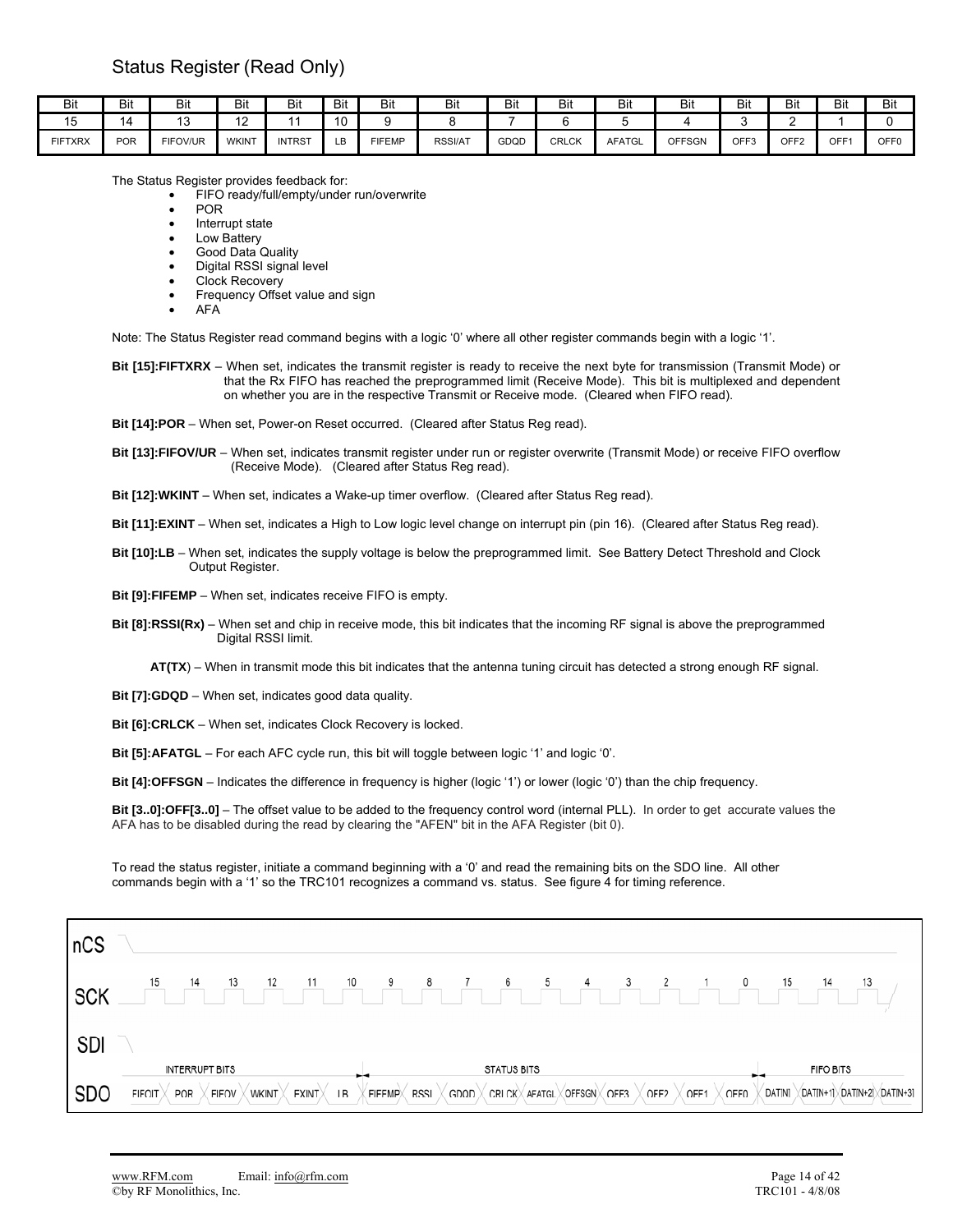## Status Register (Read Only)

| Bit | Bit | Bit | Bit | Bit | Bit | Bit | Bit | Bit | Bit | Bit | Bit | Bit | Bit | Bit | Bit |
|---|---|---|---|---|---|---|---|---|---|---|---|---|---|---|---|
| 15 | 14 | 13 | 12 | 11 | 10 | 9 | 8 | 7 | 6 | 5 | 4 | 3 | 2 | 1 | 0 |
| FIFTXRX | POR | FIFOV/UR | WKINT | INTRST | LB | FIFEMP | RSSI/AT | GDQD | CRLCK | AFATGL | OFFSGN | OFF3 | OFF2 | OFF1 | OFF0 |

The Status Register provides feedback for:

- FIFO ready/full/empty/under run/overwrite
- POR
- Interrupt state
- Low Battery
- Good Data Quality
- Digital RSSI signal level
- Clock Recovery
- Frequency Offset value and sign
- AFA

Note: The Status Register read command begins with a logic ‘0’ where all other register commands begin with a logic ‘1’.

**Bit [15]:FIFTXRX** – When set, indicates the transmit register is ready to receive the next byte for transmission (Transmit Mode) or that the Rx FIFO has reached the preprogrammed limit (Receive Mode). This bit is multiplexed and dependent on whether you are in the respective Transmit or Receive mode. (Cleared when FIFO read).

**Bit [14]:POR** – When set, Power-on Reset occurred. (Cleared after Status Reg read).

**Bit [13]:FIFOV/UR** – When set, indicates transmit register under run or register overwrite (Transmit Mode) or receive FIFO overflow (Receive Mode). (Cleared after Status Reg read).

**Bit [12]:WKINT** – When set, indicates a Wake-up timer overflow. (Cleared after Status Reg read).

**Bit [11]:EXINT** – When set, indicates a High to Low logic level change on interrupt pin (pin 16). (Cleared after Status Reg read).

**Bit [10]:LB** – When set, indicates the supply voltage is below the preprogrammed limit. See Battery Detect Threshold and Clock Output Register.

**Bit [9]:FIFEMP** – When set, indicates receive FIFO is empty.

**Bit [8]:RSSI(Rx)** – When set and chip in receive mode, this bit indicates that the incoming RF signal is above the preprogrammed Digital RSSI limit.

**AT(TX**) – When in transmit mode this bit indicates that the antenna tuning circuit has detected a strong enough RF signal.

**Bit [7]:GDQD** – When set, indicates good data quality.

**Bit [6]:CRLCK** – When set, indicates Clock Recovery is locked.

**Bit [5]:AFATGL** – For each AFC cycle run, this bit will toggle between logic ‘1’ and logic ‘0’.

**Bit [4]:OFFSGN** – Indicates the difference in frequency is higher (logic ‘1’) or lower (logic ‘0’) than the chip frequency.

**Bit [3..0]:OFF[3..0]** – The offset value to be added to the frequency control word (internal PLL). In order to get accurate values the AFA has to be disabled during the read by clearing the "AFEN" bit in the AFA Register (bit 0).

To read the status register, initiate a command beginning with a ‘0’ and read the remaining bits on the SDO line. All other commands begin with a ‘1’ so the TRC101 recognizes a command vs. status. See figure 4 for timing reference.

nCS

SCK 15 14 13 12 11 10 9 8 7 6 5 4 3 2 1 0 15 14 13

SDI

INTERRUPT BITS | STATUS BITS | FIFO BITS

SDO FIFOIT POR FIFOV WKINT EXINT LB FIFEMP RSSI GDQD CRLCK AFATGL OFFSGN OFF3 OFF2 OFF1 OFF0 DAT[N] DAT[N+1] DAT[N+2] DAT[N+3]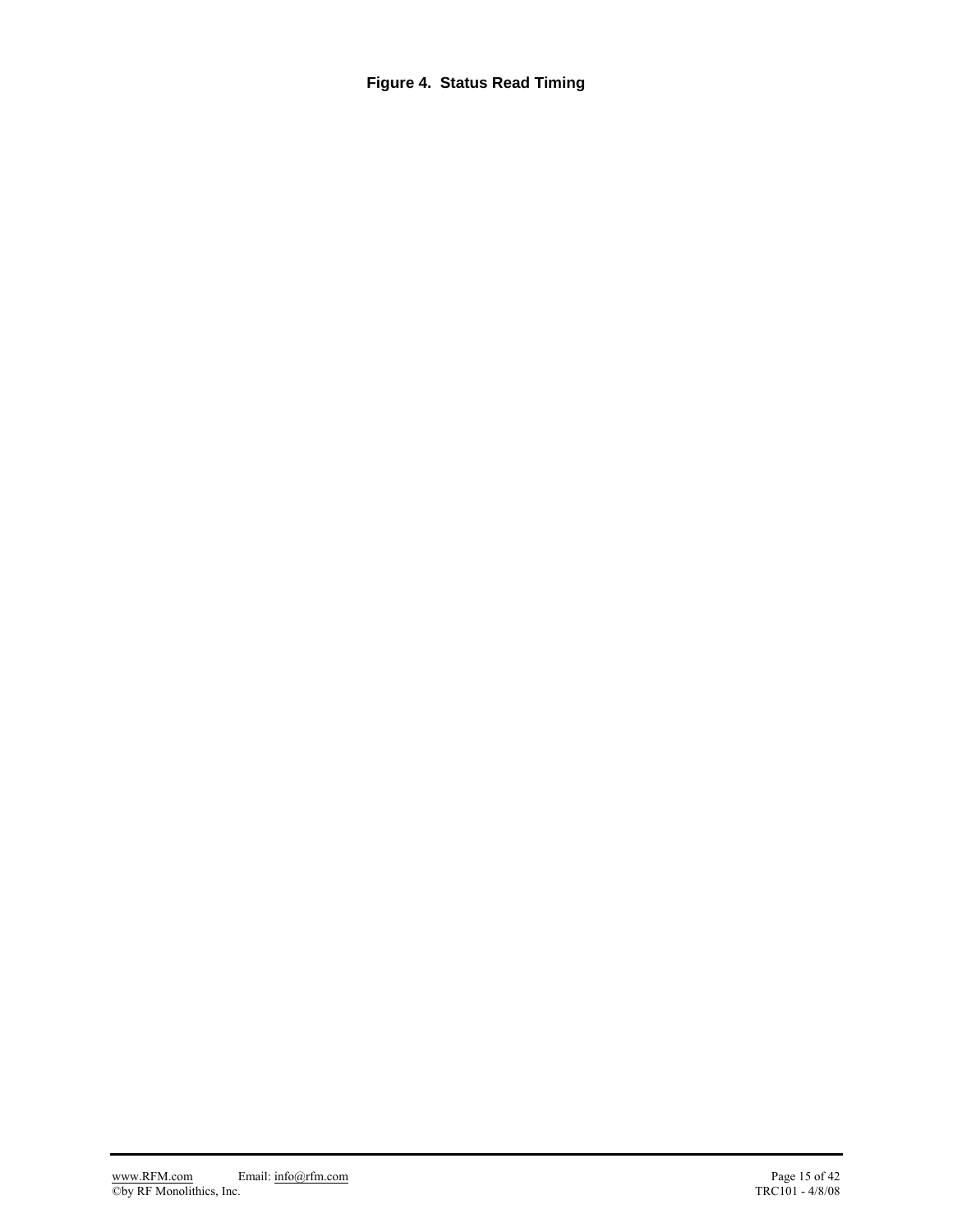**Figure 4. Status Read Timing**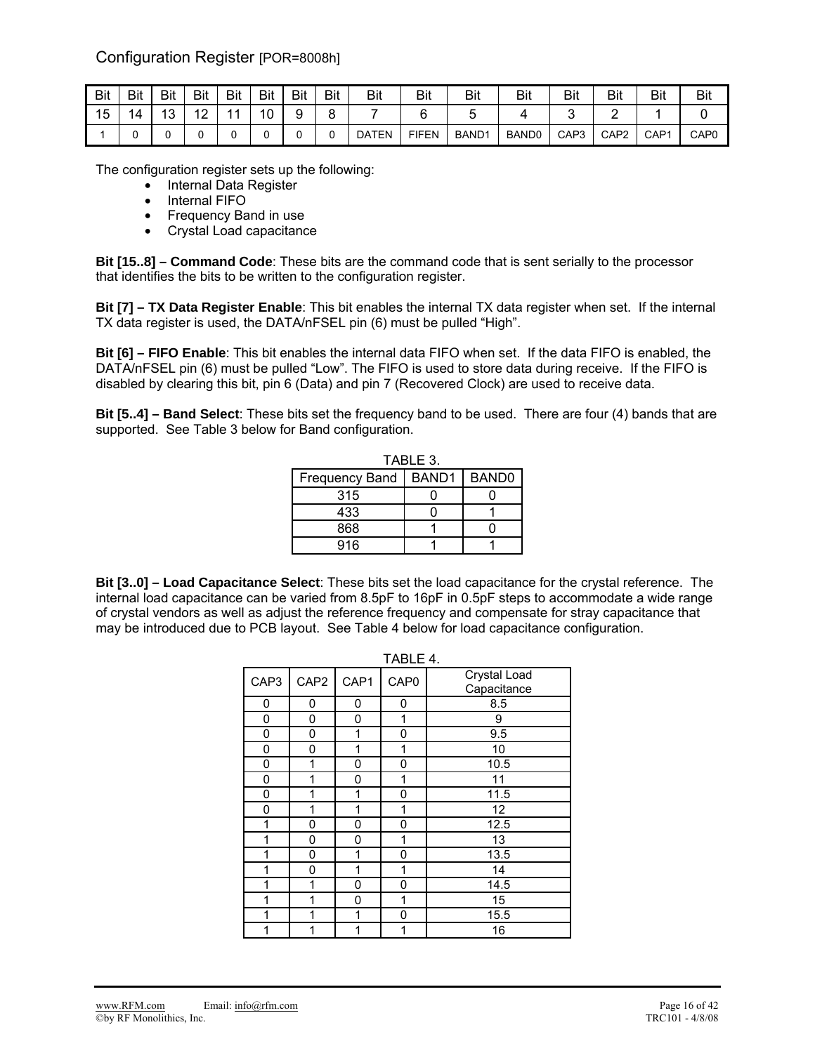## Configuration Register [POR=8008h]

| Bit 15 | Bit 14 | Bit 13 | Bit 12 | Bit 11 | Bit 10 | Bit 9 | Bit 8 | Bit 7 | Bit 6 | Bit 5 | Bit 4 | Bit 3 | Bit 2 | Bit 1 | Bit 0 |
|---|---|---|---|---|---|---|---|---|---|---|---|---|---|---|---|
| 1 | 0 | 0 | 0 | 0 | 0 | 0 | 0 | DATEN | FIFEN | BAND1 | BAND0 | CAP3 | CAP2 | CAP1 | CAP0 |

The configuration register sets up the following:

- Internal Data Register
- Internal FIFO
- Frequency Band in use
- Crystal Load capacitance

**Bit [15..8] – Command Code**: These bits are the command code that is sent serially to the processor that identifies the bits to be written to the configuration register.

**Bit [7] – TX Data Register Enable**: This bit enables the internal TX data register when set. If the internal TX data register is used, the DATA/nFSEL pin (6) must be pulled "High".

**Bit [6] – FIFO Enable**: This bit enables the internal data FIFO when set. If the data FIFO is enabled, the DATA/nFSEL pin (6) must be pulled "Low". The FIFO is used to store data during receive. If the FIFO is disabled by clearing this bit, pin 6 (Data) and pin 7 (Recovered Clock) are used to receive data.

**Bit [5..4] – Band Select**: These bits set the frequency band to be used. There are four (4) bands that are supported. See Table 3 below for Band configuration.

TABLE 3.

| Frequency Band | BAND1 | BAND0 |
|---|---|---|
| 315 | 0 | 0 |
| 433 | 0 | 1 |
| 868 | 1 | 0 |
| 916 | 1 | 1 |

**Bit [3..0] – Load Capacitance Select**: These bits set the load capacitance for the crystal reference. The internal load capacitance can be varied from 8.5pF to 16pF in 0.5pF steps to accommodate a wide range of crystal vendors as well as adjust the reference frequency and compensate for stray capacitance that may be introduced due to PCB layout. See Table 4 below for load capacitance configuration.

TABLE 4.

| CAP3 | CAP2 | CAP1 | CAP0 | Crystal Load Capacitance |
|---|---|---|---|---|
| 0 | 0 | 0 | 0 | 8.5 |
| 0 | 0 | 0 | 1 | 9 |
| 0 | 0 | 1 | 0 | 9.5 |
| 0 | 0 | 1 | 1 | 10 |
| 0 | 1 | 0 | 0 | 10.5 |
| 0 | 1 | 0 | 1 | 11 |
| 0 | 1 | 1 | 0 | 11.5 |
| 0 | 1 | 1 | 1 | 12 |
| 1 | 0 | 0 | 0 | 12.5 |
| 1 | 0 | 0 | 1 | 13 |
| 1 | 0 | 1 | 0 | 13.5 |
| 1 | 0 | 1 | 1 | 14 |
| 1 | 1 | 0 | 0 | 14.5 |
| 1 | 1 | 0 | 1 | 15 |
| 1 | 1 | 1 | 0 | 15.5 |
| 1 | 1 | 1 | 1 | 16 |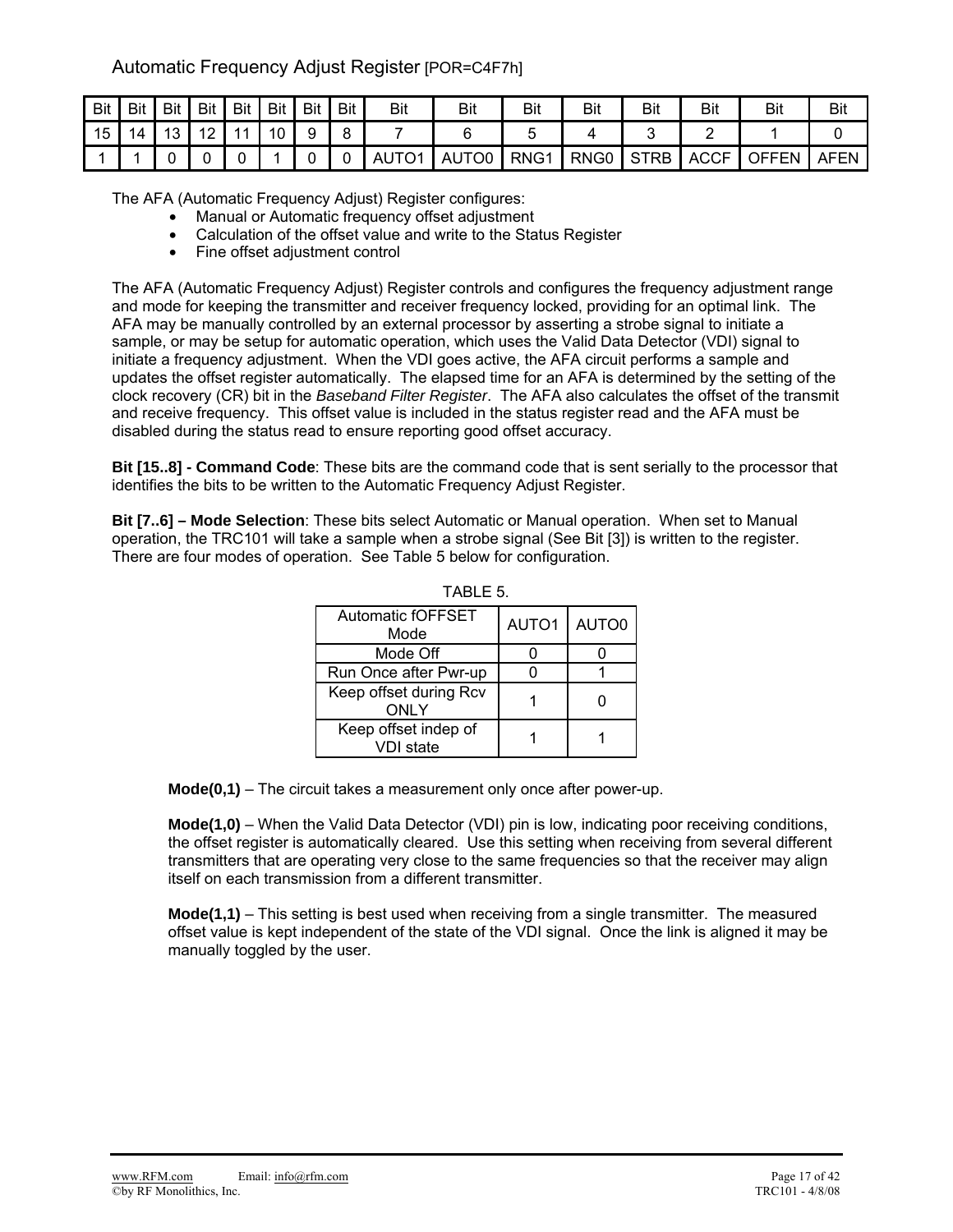## Automatic Frequency Adjust Register [POR=C4F7h]

| Bit | Bit | Bit | Bit | Bit | Bit | Bit | Bit | Bit | Bit | Bit | Bit | Bit | Bit | Bit | Bit |
|---|---|---|---|---|---|---|---|---|---|---|---|---|---|---|---|
| 15 | 14 | 13 | 12 | 11 | 10 | 9 | 8 | 7 | 6 | 5 | 4 | 3 | 2 | 1 | 0 |
| 1 | 1 | 0 | 0 | 0 | 1 | 0 | 0 | AUTO1 | AUTO0 | RNG1 | RNG0 | STRB | ACCF | OFFEN | AFEN |

The AFA (Automatic Frequency Adjust) Register configures:

- Manual or Automatic frequency offset adjustment
- Calculation of the offset value and write to the Status Register
- Fine offset adjustment control

The AFA (Automatic Frequency Adjust) Register controls and configures the frequency adjustment range and mode for keeping the transmitter and receiver frequency locked, providing for an optimal link. The AFA may be manually controlled by an external processor by asserting a strobe signal to initiate a sample, or may be setup for automatic operation, which uses the Valid Data Detector (VDI) signal to initiate a frequency adjustment. When the VDI goes active, the AFA circuit performs a sample and updates the offset register automatically. The elapsed time for an AFA is determined by the setting of the clock recovery (CR) bit in the *Baseband Filter Register*. The AFA also calculates the offset of the transmit and receive frequency. This offset value is included in the status register read and the AFA must be disabled during the status read to ensure reporting good offset accuracy.

**Bit [15..8] - Command Code**: These bits are the command code that is sent serially to the processor that identifies the bits to be written to the Automatic Frequency Adjust Register.

**Bit [7..6] – Mode Selection**: These bits select Automatic or Manual operation. When set to Manual operation, the TRC101 will take a sample when a strobe signal (See Bit [3]) is written to the register. There are four modes of operation. See Table 5 below for configuration.

TABLE 5.

| Automatic fOFFSET Mode | AUTO1 | AUTO0 |
|---|---|---|
| Mode Off | 0 | 0 |
| Run Once after Pwr-up | 0 | 1 |
| Keep offset during Rcv ONLY | 1 | 0 |
| Keep offset indep of VDI state | 1 | 1 |

**Mode(0,1)** – The circuit takes a measurement only once after power-up.

**Mode(1,0)** – When the Valid Data Detector (VDI) pin is low, indicating poor receiving conditions, the offset register is automatically cleared. Use this setting when receiving from several different transmitters that are operating very close to the same frequencies so that the receiver may align itself on each transmission from a different transmitter.

**Mode(1,1)** – This setting is best used when receiving from a single transmitter. The measured offset value is kept independent of the state of the VDI signal. Once the link is aligned it may be manually toggled by the user.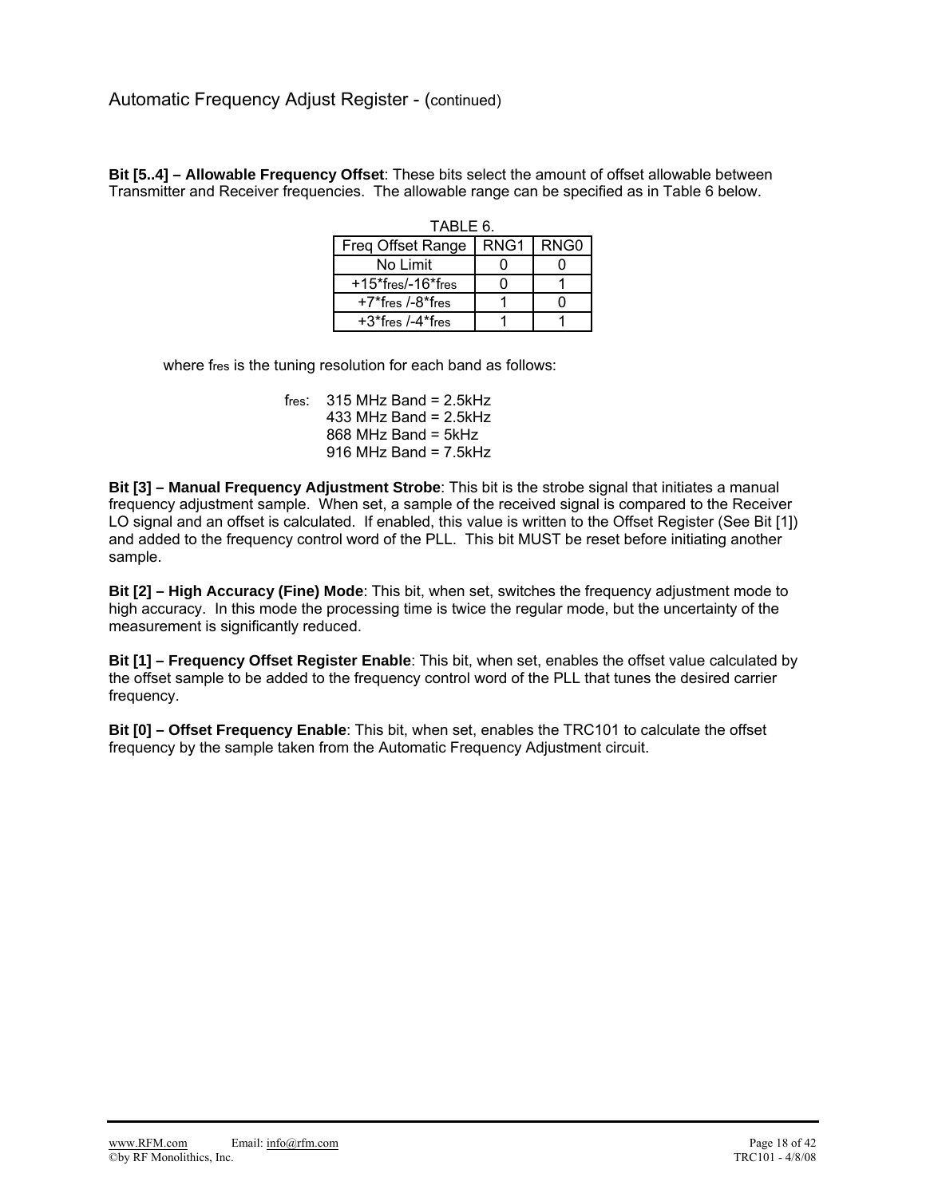## Automatic Frequency Adjust Register - (continued)

**Bit [5..4] – Allowable Frequency Offset**: These bits select the amount of offset allowable between Transmitter and Receiver frequencies. The allowable range can be specified as in Table 6 below.

TABLE 6.

| Freq Offset Range | RNG1 | RNG0 |
|---|---|---|
| No Limit | 0 | 0 |
| $+15*f_{res}/-16*f_{res}$ | 0 | 1 |
| $+7*f_{res}/-8*f_{res}$ | 1 | 0 |
| $+3*f_{res}/-4*f_{res}$ | 1 | 1 |

where $f_{res}$ is the tuning resolution for each band as follows:

$f_{res}$: 315 MHz Band = 2.5kHz
433 MHz Band = 2.5kHz
868 MHz Band = 5kHz
916 MHz Band = 7.5kHz

**Bit [3] – Manual Frequency Adjustment Strobe**: This bit is the strobe signal that initiates a manual frequency adjustment sample. When set, a sample of the received signal is compared to the Receiver LO signal and an offset is calculated. If enabled, this value is written to the Offset Register (See Bit [1]) and added to the frequency control word of the PLL. This bit MUST be reset before initiating another sample.

**Bit [2] – High Accuracy (Fine) Mode**: This bit, when set, switches the frequency adjustment mode to high accuracy. In this mode the processing time is twice the regular mode, but the uncertainty of the measurement is significantly reduced.

**Bit [1] – Frequency Offset Register Enable**: This bit, when set, enables the offset value calculated by the offset sample to be added to the frequency control word of the PLL that tunes the desired carrier frequency.

**Bit [0] – Offset Frequency Enable**: This bit, when set, enables the TRC101 to calculate the offset frequency by the sample taken from the Automatic Frequency Adjustment circuit.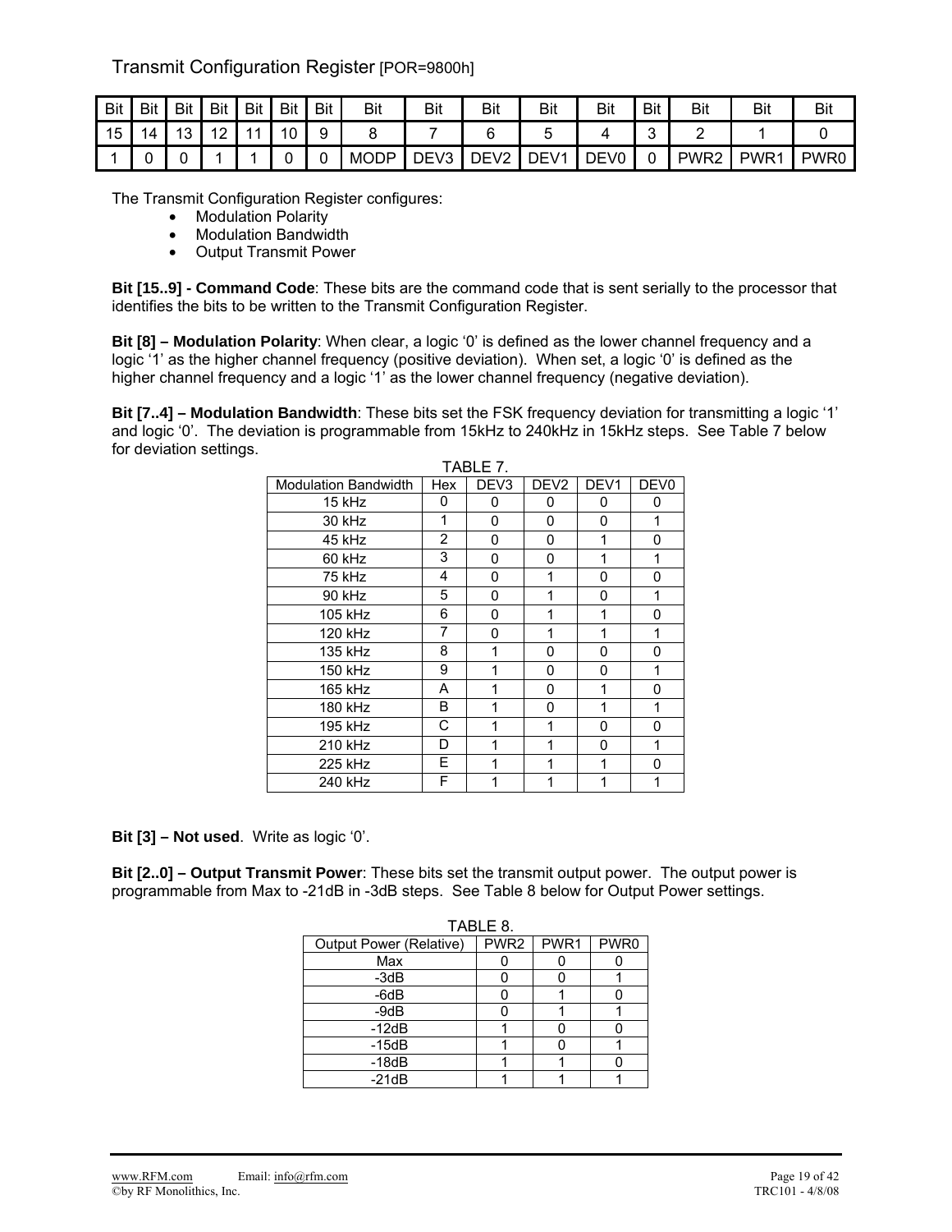## Transmit Configuration Register [POR=9800h]

| Bit 15 | Bit 14 | Bit 13 | Bit 12 | Bit 11 | Bit 10 | Bit 9 | Bit 8 | Bit 7 | Bit 6 | Bit 5 | Bit 4 | Bit 3 | Bit 2 | Bit 1 | Bit 0 |
|---|---|---|---|---|---|---|---|---|---|---|---|---|---|---|---|
| 1 | 0 | 0 | 1 | 1 | 0 | 0 | MODP | DEV3 | DEV2 | DEV1 | DEV0 | 0 | PWR2 | PWR1 | PWR0 |

The Transmit Configuration Register configures:

- Modulation Polarity
- Modulation Bandwidth
- Output Transmit Power

**Bit [15..9] - Command Code**: These bits are the command code that is sent serially to the processor that identifies the bits to be written to the Transmit Configuration Register.

**Bit [8] – Modulation Polarity**: When clear, a logic '0' is defined as the lower channel frequency and a logic '1' as the higher channel frequency (positive deviation). When set, a logic '0' is defined as the higher channel frequency and a logic '1' as the lower channel frequency (negative deviation).

**Bit [7..4] – Modulation Bandwidth**: These bits set the FSK frequency deviation for transmitting a logic '1' and logic '0'. The deviation is programmable from 15kHz to 240kHz in 15kHz steps. See Table 7 below for deviation settings.

TABLE 7.

| Modulation Bandwidth | Hex | DEV3 | DEV2 | DEV1 | DEV0 |
|---|---|---|---|---|---|
| 15 kHz | 0 | 0 | 0 | 0 | 0 |
| 30 kHz | 1 | 0 | 0 | 0 | 1 |
| 45 kHz | 2 | 0 | 0 | 1 | 0 |
| 60 kHz | 3 | 0 | 0 | 1 | 1 |
| 75 kHz | 4 | 0 | 1 | 0 | 0 |
| 90 kHz | 5 | 0 | 1 | 0 | 1 |
| 105 kHz | 6 | 0 | 1 | 1 | 0 |
| 120 kHz | 7 | 0 | 1 | 1 | 1 |
| 135 kHz | 8 | 1 | 0 | 0 | 0 |
| 150 kHz | 9 | 1 | 0 | 0 | 1 |
| 165 kHz | A | 1 | 0 | 1 | 0 |
| 180 kHz | B | 1 | 0 | 1 | 1 |
| 195 kHz | C | 1 | 1 | 0 | 0 |
| 210 kHz | D | 1 | 1 | 0 | 1 |
| 225 kHz | E | 1 | 1 | 1 | 0 |
| 240 kHz | F | 1 | 1 | 1 | 1 |

**Bit [3] – Not used**. Write as logic '0'.

**Bit [2..0] – Output Transmit Power**: These bits set the transmit output power. The output power is programmable from Max to -21dB in -3dB steps. See Table 8 below for Output Power settings.

TABLE 8.

| Output Power (Relative) | PWR2 | PWR1 | PWR0 |
|---|---|---|---|
| Max | 0 | 0 | 0 |
| -3dB | 0 | 0 | 1 |
| -6dB | 0 | 1 | 0 |
| -9dB | 0 | 1 | 1 |
| -12dB | 1 | 0 | 0 |
| -15dB | 1 | 0 | 1 |
| -18dB | 1 | 1 | 0 |
| -21dB | 1 | 1 | 1 |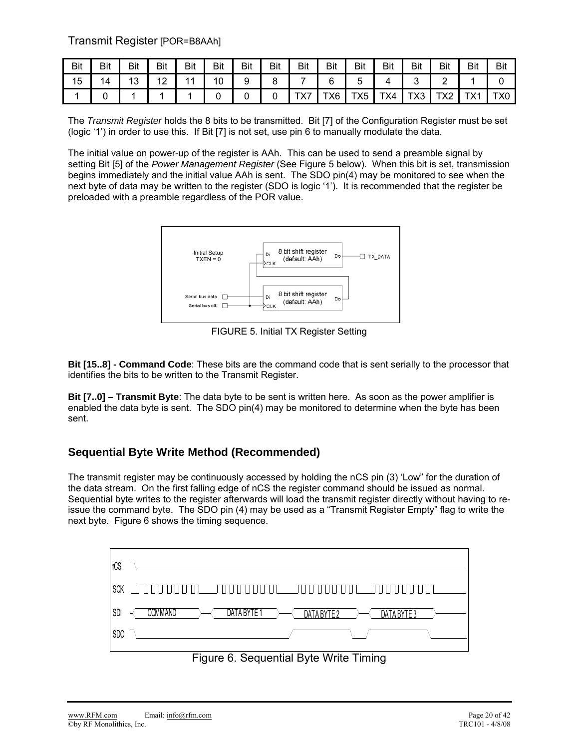## Transmit Register [POR=B8AAh]

| Bit | Bit | Bit | Bit | Bit | Bit | Bit | Bit | Bit | Bit | Bit | Bit | Bit | Bit | Bit | Bit |
|---|---|---|---|---|---|---|---|---|---|---|---|---|---|---|---|
| 15 | 14 | 13 | 12 | 11 | 10 | 9 | 8 | 7 | 6 | 5 | 4 | 3 | 2 | 1 | 0 |
| 1 | 0 | 1 | 1 | 1 | 0 | 0 | 0 | TX7 | TX6 | TX5 | TX4 | TX3 | TX2 | TX1 | TX0 |

The *Transmit Register* holds the 8 bits to be transmitted. Bit [7] of the Configuration Register must be set (logic '1') in order to use this. If Bit [7] is not set, use pin 6 to manually modulate the data.

The initial value on power-up of the register is AAh. This can be used to send a preamble signal by setting Bit [5] of the *Power Management Register* (See Figure 5 below). When this bit is set, transmission begins immediately and the initial value AAh is sent. The SDO pin(4) may be monitored to see when the next byte of data may be written to the register (SDO is logic '1'). It is recommended that the register be preloaded with a preamble regardless of the POR value.

FIGURE 5. Initial TX Register Setting

**Bit [15..8] - Command Code**: These bits are the command code that is sent serially to the processor that identifies the bits to be written to the Transmit Register.

**Bit [7..0] – Transmit Byte**: The data byte to be sent is written here. As soon as the power amplifier is enabled the data byte is sent. The SDO pin(4) may be monitored to determine when the byte has been sent.

### Sequential Byte Write Method (Recommended)

The transmit register may be continuously accessed by holding the nCS pin (3) 'Low" for the duration of the data stream. On the first falling edge of nCS the register command should be issued as normal. Sequential byte writes to the register afterwards will load the transmit register directly without having to re-issue the command byte. The SDO pin (4) may be used as a "Transmit Register Empty" flag to write the next byte. Figure 6 shows the timing sequence.

Figure 6. Sequential Byte Write Timing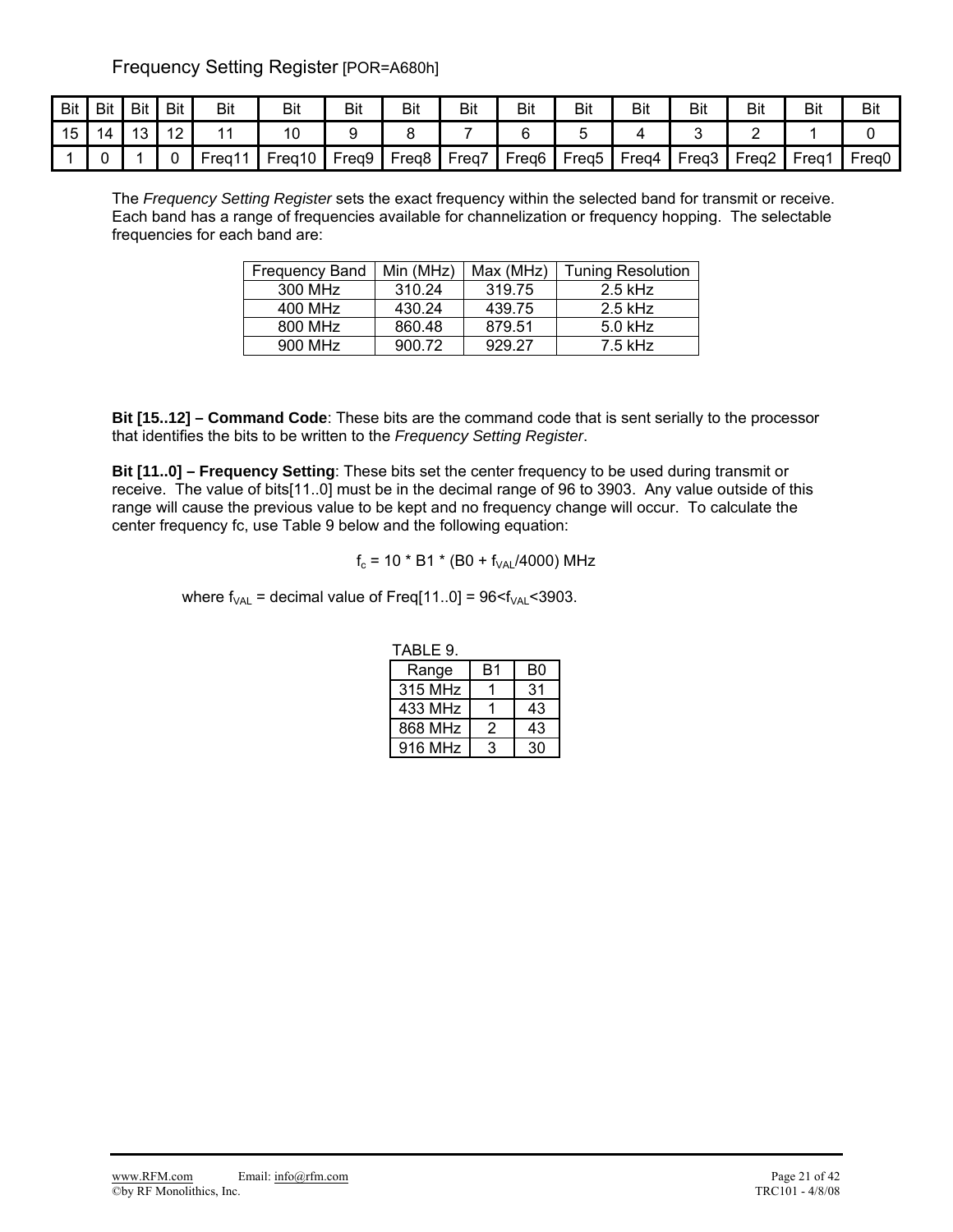## Frequency Setting Register [POR=A680h]

| Bit | Bit | Bit | Bit | Bit | Bit | Bit | Bit | Bit | Bit | Bit | Bit | Bit | Bit | Bit | Bit |
|---|---|---|---|---|---|---|---|---|---|---|---|---|---|---|---|
| 15 | 14 | 13 | 12 | 11 | 10 | 9 | 8 | 7 | 6 | 5 | 4 | 3 | 2 | 1 | 0 |
| 1 | 0 | 1 | 0 | Freq11 | Freq10 | Freq9 | Freq8 | Freq7 | Freq6 | Freq5 | Freq4 | Freq3 | Freq2 | Freq1 | Freq0 |

The *Frequency Setting Register* sets the exact frequency within the selected band for transmit or receive. Each band has a range of frequencies available for channelization or frequency hopping. The selectable frequencies for each band are:

| Frequency Band | Min (MHz) | Max (MHz) | Tuning Resolution |
|---|---|---|---|
| 300 MHz | 310.24 | 319.75 | 2.5 kHz |
| 400 MHz | 430.24 | 439.75 | 2.5 kHz |
| 800 MHz | 860.48 | 879.51 | 5.0 kHz |
| 900 MHz | 900.72 | 929.27 | 7.5 kHz |

**Bit [15..12] – Command Code**: These bits are the command code that is sent serially to the processor that identifies the bits to be written to the *Frequency Setting Register*.

**Bit [11..0] – Frequency Setting**: These bits set the center frequency to be used during transmit or receive. The value of bits[11..0] must be in the decimal range of 96 to 3903. Any value outside of this range will cause the previous value to be kept and no frequency change will occur. To calculate the center frequency fc, use Table 9 below and the following equation:

$$f_c = 10 * B1 * (B0 + f_{VAL}/4000) \text{ MHz}$$

where $f_{VAL}$ = decimal value of Freq[11..0] = $96<f_{VAL}<3903$.

TABLE 9.

| Range | B1 | B0 |
|---|---|---|
| 315 MHz | 1 | 31 |
| 433 MHz | 1 | 43 |
| 868 MHz | 2 | 43 |
| 916 MHz | 3 | 30 |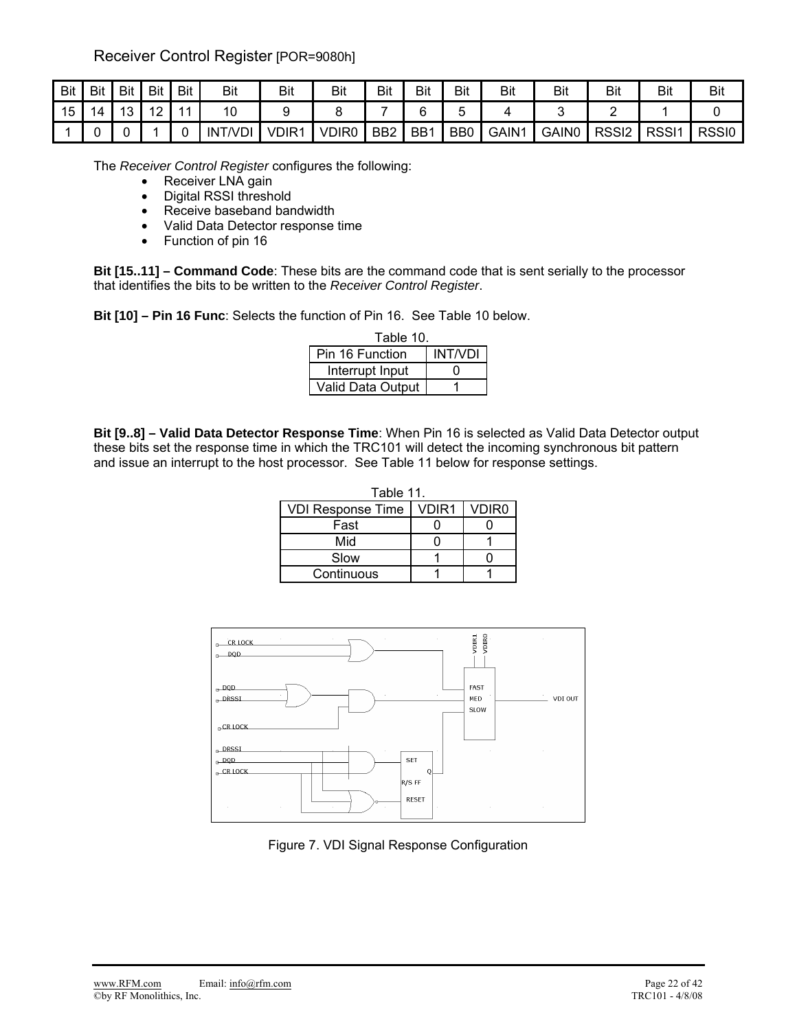## Receiver Control Register [POR=9080h]

| Bit | Bit | Bit | Bit | Bit | Bit | Bit | Bit | Bit | Bit | Bit | Bit | Bit | Bit | Bit | Bit |
|---|---|---|---|---|---|---|---|---|---|---|---|---|---|---|---|
| 15 | 14 | 13 | 12 | 11 | 10 | 9 | 8 | 7 | 6 | 5 | 4 | 3 | 2 | 1 | 0 |
| 1 | 0 | 0 | 1 | 0 | INT/VDI | VDIR1 | VDIR0 | BB2 | BB1 | BB0 | GAIN1 | GAIN0 | RSSI2 | RSSI1 | RSSI0 |

The *Receiver Control Register* configures the following:

- Receiver LNA gain
- Digital RSSI threshold
- Receive baseband bandwidth
- Valid Data Detector response time
- Function of pin 16

**Bit [15..11] – Command Code**: These bits are the command code that is sent serially to the processor that identifies the bits to be written to the *Receiver Control Register*.

**Bit [10] – Pin 16 Func**: Selects the function of Pin 16. See Table 10 below.

Table 10.

| Pin 16 Function | INT/VDI |
|---|---|
| Interrupt Input | 0 |
| Valid Data Output | 1 |

**Bit [9..8] – Valid Data Detector Response Time**: When Pin 16 is selected as Valid Data Detector output these bits set the response time in which the TRC101 will detect the incoming synchronous bit pattern and issue an interrupt to the host processor. See Table 11 below for response settings.

Table 11.

| VDI Response Time | VDIR1 | VDIR0 |
|---|---|---|
| Fast | 0 | 0 |
| Mid | 0 | 1 |
| Slow | 1 | 0 |
| Continuous | 1 | 1 |

Figure 7. VDI Signal Response Configuration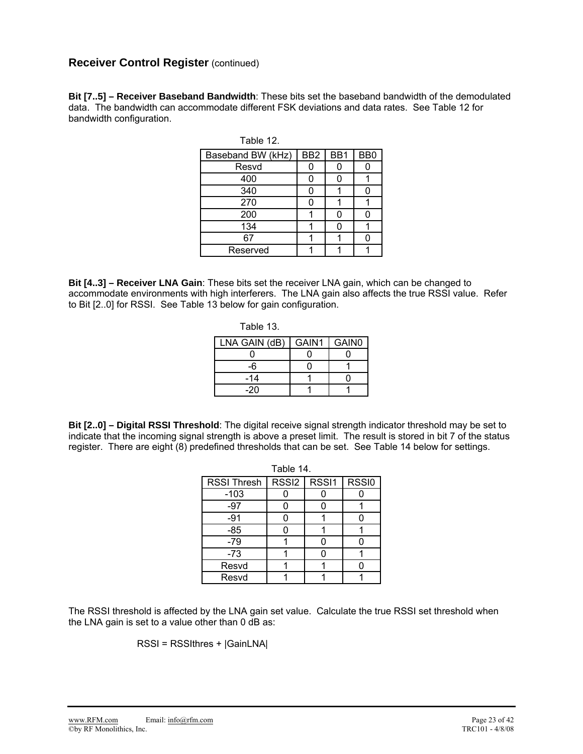## Receiver Control Register (continued)

**Bit [7..5] – Receiver Baseband Bandwidth**: These bits set the baseband bandwidth of the demodulated data. The bandwidth can accommodate different FSK deviations and data rates. See Table 12 for bandwidth configuration.

Table 12.

| Baseband BW (kHz) | BB2 | BB1 | BB0 |
|---|---|---|---|
| Resvd | 0 | 0 | 0 |
| 400 | 0 | 0 | 1 |
| 340 | 0 | 1 | 0 |
| 270 | 0 | 1 | 1 |
| 200 | 1 | 0 | 0 |
| 134 | 1 | 0 | 1 |
| 67 | 1 | 1 | 0 |
| Reserved | 1 | 1 | 1 |

**Bit [4..3] – Receiver LNA Gain**: These bits set the receiver LNA gain, which can be changed to accommodate environments with high interferers. The LNA gain also affects the true RSSI value. Refer to Bit [2..0] for RSSI. See Table 13 below for gain configuration.

Table 13.

| LNA GAIN (dB) | GAIN1 | GAIN0 |
|---|---|---|
| 0 | 0 | 0 |
| -6 | 0 | 1 |
| -14 | 1 | 0 |
| -20 | 1 | 1 |

**Bit [2..0] – Digital RSSI Threshold**: The digital receive signal strength indicator threshold may be set to indicate that the incoming signal strength is above a preset limit. The result is stored in bit 7 of the status register. There are eight (8) predefined thresholds that can be set. See Table 14 below for settings.

Table 14.

| RSSI Thresh | RSSI2 | RSSI1 | RSSI0 |
|---|---|---|---|
| -103 | 0 | 0 | 0 |
| -97 | 0 | 0 | 1 |
| -91 | 0 | 1 | 0 |
| -85 | 0 | 1 | 1 |
| -79 | 1 | 0 | 0 |
| -73 | 1 | 0 | 1 |
| Resvd | 1 | 1 | 0 |
| Resvd | 1 | 1 | 1 |

The RSSI threshold is affected by the LNA gain set value. Calculate the true RSSI set threshold when the LNA gain is set to a value other than 0 dB as:

$$RSSI = RSSIthres + |GainLNA|$$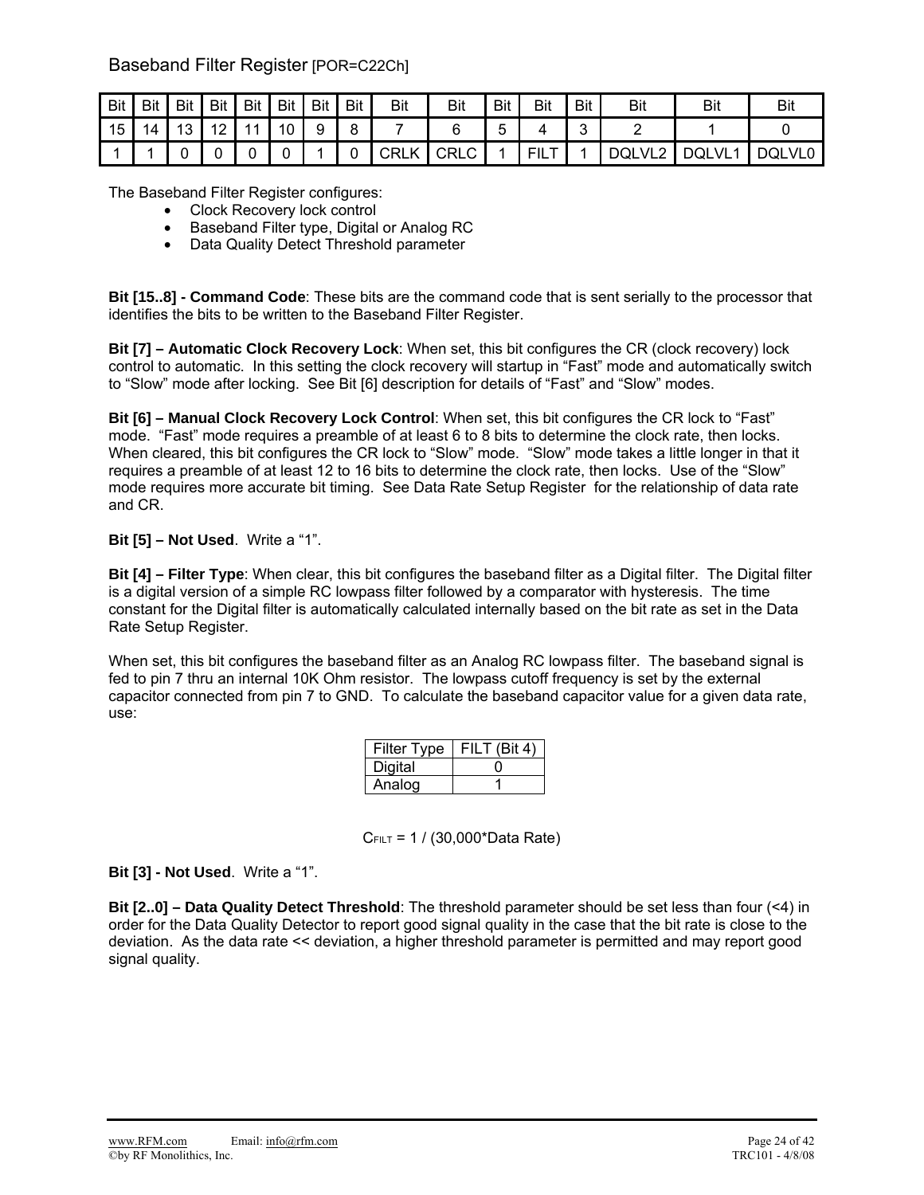## Baseband Filter Register [POR=C22Ch]

| Bit | Bit | Bit | Bit | Bit | Bit | Bit | Bit | Bit | Bit | Bit | Bit | Bit | Bit | Bit | Bit |
|---|---|---|---|---|---|---|---|---|---|---|---|---|---|---|---|
| 15 | 14 | 13 | 12 | 11 | 10 | 9 | 8 | 7 | 6 | 5 | 4 | 3 | 2 | 1 | 0 |
| 1 | 1 | 0 | 0 | 0 | 0 | 1 | 0 | CRLK | CRLC | 1 | FILT | 1 | DQLVL2 | DQLVL1 | DQLVL0 |

The Baseband Filter Register configures:

- Clock Recovery lock control
- Baseband Filter type, Digital or Analog RC
- Data Quality Detect Threshold parameter

**Bit [15..8] - Command Code**: These bits are the command code that is sent serially to the processor that identifies the bits to be written to the Baseband Filter Register.

**Bit [7] – Automatic Clock Recovery Lock**: When set, this bit configures the CR (clock recovery) lock control to automatic. In this setting the clock recovery will startup in "Fast" mode and automatically switch to "Slow" mode after locking. See Bit [6] description for details of "Fast" and "Slow" modes.

**Bit [6] – Manual Clock Recovery Lock Control**: When set, this bit configures the CR lock to "Fast" mode. "Fast" mode requires a preamble of at least 6 to 8 bits to determine the clock rate, then locks. When cleared, this bit configures the CR lock to "Slow" mode. "Slow" mode takes a little longer in that it requires a preamble of at least 12 to 16 bits to determine the clock rate, then locks. Use of the "Slow" mode requires more accurate bit timing. See Data Rate Setup Register for the relationship of data rate and CR.

**Bit [5] – Not Used**. Write a "1".

**Bit [4] – Filter Type**: When clear, this bit configures the baseband filter as a Digital filter. The Digital filter is a digital version of a simple RC lowpass filter followed by a comparator with hysteresis. The time constant for the Digital filter is automatically calculated internally based on the bit rate as set in the Data Rate Setup Register.

When set, this bit configures the baseband filter as an Analog RC lowpass filter. The baseband signal is fed to pin 7 thru an internal 10K Ohm resistor. The lowpass cutoff frequency is set by the external capacitor connected from pin 7 to GND. To calculate the baseband capacitor value for a given data rate, use:

| Filter Type | FILT (Bit 4) |
|---|---|
| Digital | 0 |
| Analog | 1 |

$$C_{FILT} = 1 / (30{,}000 * \text{Data Rate})$$

**Bit [3] - Not Used**. Write a "1".

**Bit [2..0] – Data Quality Detect Threshold**: The threshold parameter should be set less than four (<4) in order for the Data Quality Detector to report good signal quality in the case that the bit rate is close to the deviation. As the data rate << deviation, a higher threshold parameter is permitted and may report good signal quality.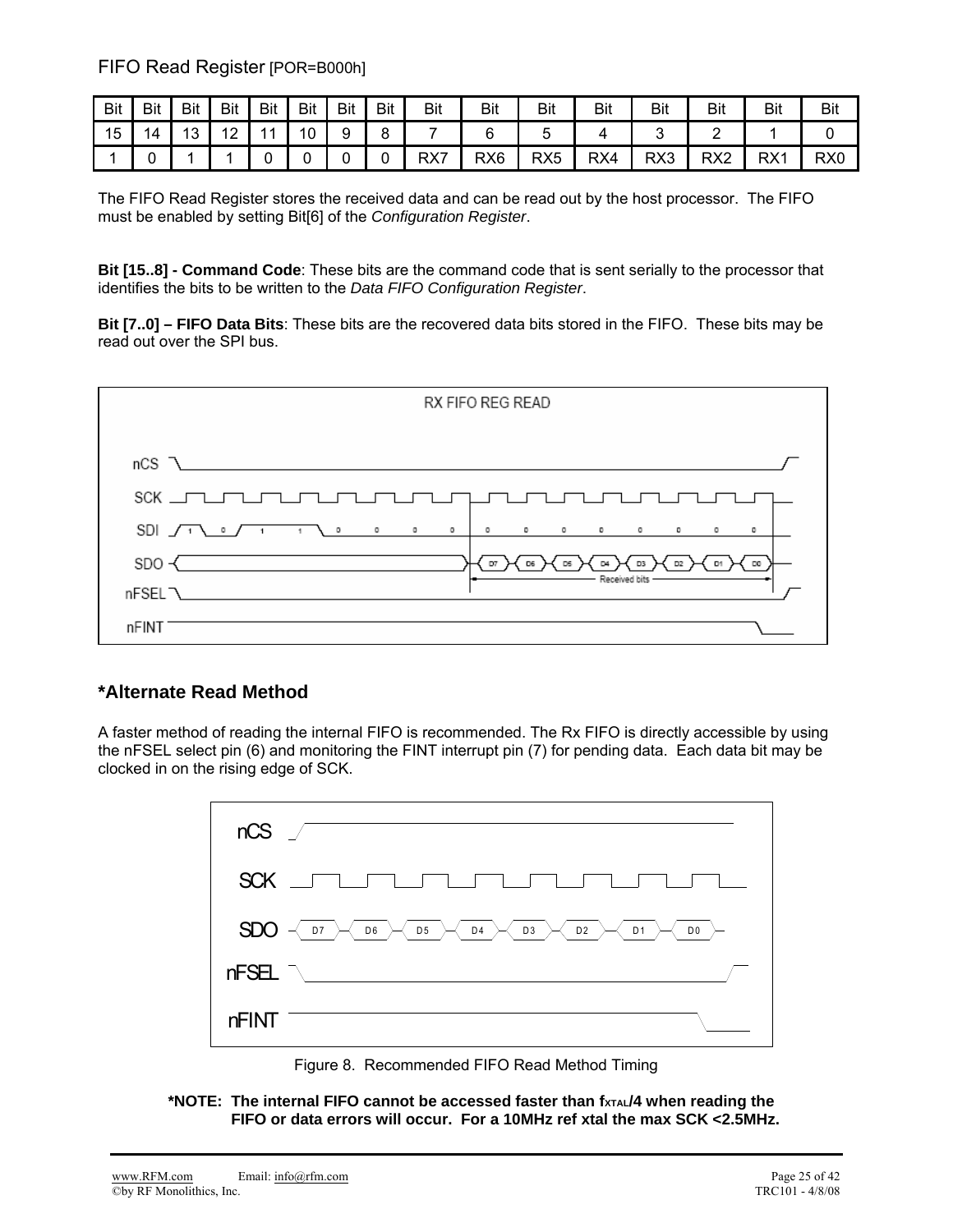## FIFO Read Register [POR=B000h]

| Bit | Bit | Bit | Bit | Bit | Bit | Bit | Bit | Bit | Bit | Bit | Bit | Bit | Bit | Bit | Bit |
|---|---|---|---|---|---|---|---|---|---|---|---|---|---|---|---|
| 15 | 14 | 13 | 12 | 11 | 10 | 9 | 8 | 7 | 6 | 5 | 4 | 3 | 2 | 1 | 0 |
| 1 | 0 | 1 | 1 | 0 | 0 | 0 | 0 | RX7 | RX6 | RX5 | RX4 | RX3 | RX2 | RX1 | RX0 |

The FIFO Read Register stores the received data and can be read out by the host processor. The FIFO must be enabled by setting Bit[6] of the *Configuration Register*.

**Bit [15..8] - Command Code**: These bits are the command code that is sent serially to the processor that identifies the bits to be written to the *Data FIFO Configuration Register*.

**Bit [7..0] – FIFO Data Bits**: These bits are the recovered data bits stored in the FIFO. These bits may be read out over the SPI bus.

## *Alternate Read Method

A faster method of reading the internal FIFO is recommended. The Rx FIFO is directly accessible by using the nFSEL select pin (6) and monitoring the FINT interrupt pin (7) for pending data. Each data bit may be clocked in on the rising edge of SCK.

Figure 8. Recommended FIFO Read Method Timing

**\*NOTE: The internal FIFO cannot be accessed faster than $f_{XTAL}/4$ when reading the FIFO or data errors will occur. For a 10MHz ref xtal the max SCK <2.5MHz.**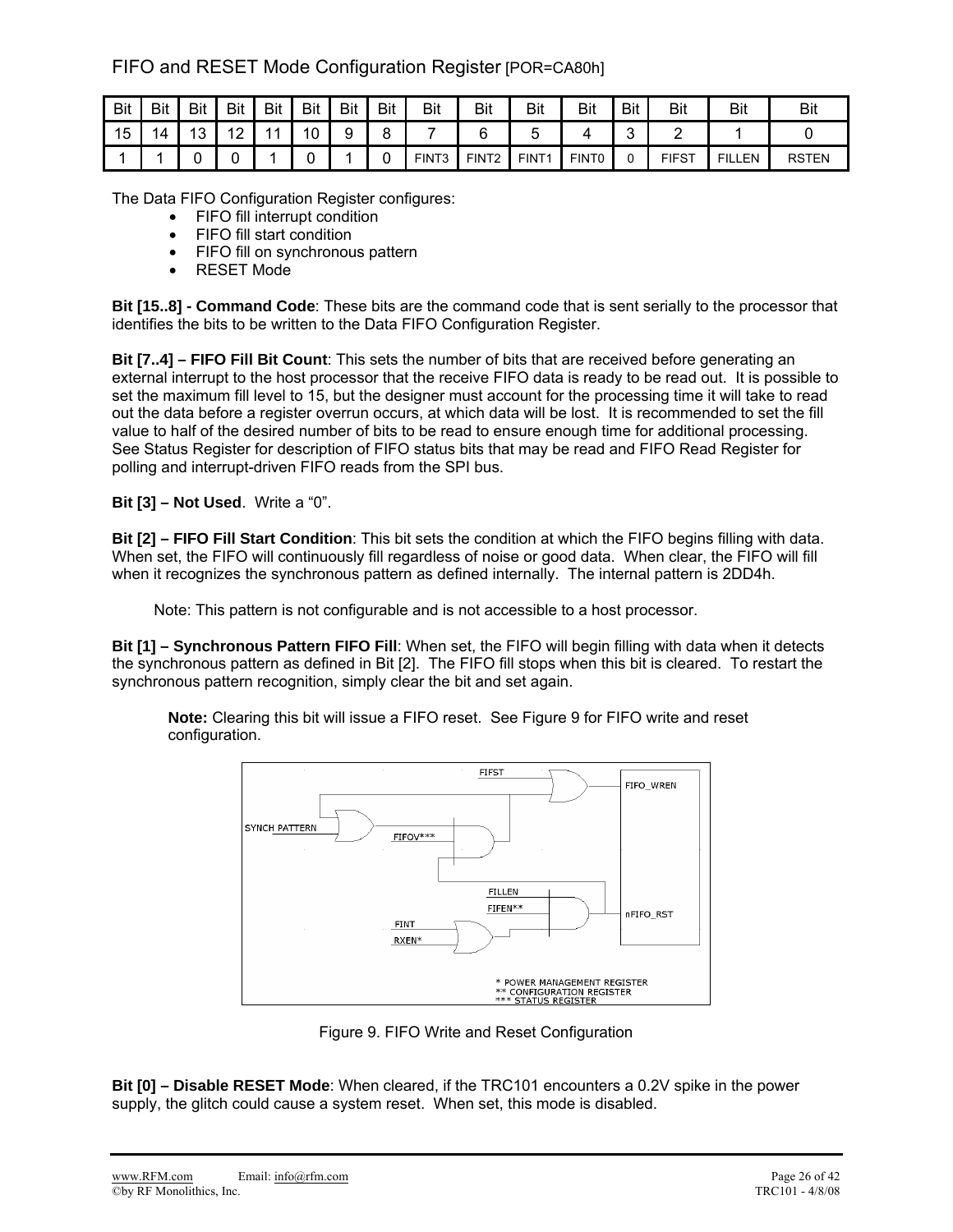## FIFO and RESET Mode Configuration Register [POR=CA80h]

| Bit | Bit | Bit | Bit | Bit | Bit | Bit | Bit | Bit | Bit | Bit | Bit | Bit | Bit | Bit | Bit |
|---|---|---|---|---|---|---|---|---|---|---|---|---|---|---|---|
| 15 | 14 | 13 | 12 | 11 | 10 | 9 | 8 | 7 | 6 | 5 | 4 | 3 | 2 | 1 | 0 |
| 1 | 1 | 0 | 0 | 1 | 0 | 1 | 0 | FINT3 | FINT2 | FINT1 | FINT0 | 0 | FIFST | FILLEN | RSTEN |

The Data FIFO Configuration Register configures:

- FIFO fill interrupt condition
- FIFO fill start condition
- FIFO fill on synchronous pattern
- RESET Mode

**Bit [15..8] - Command Code**: These bits are the command code that is sent serially to the processor that identifies the bits to be written to the Data FIFO Configuration Register.

**Bit [7..4] – FIFO Fill Bit Count**: This sets the number of bits that are received before generating an external interrupt to the host processor that the receive FIFO data is ready to be read out. It is possible to set the maximum fill level to 15, but the designer must account for the processing time it will take to read out the data before a register overrun occurs, at which data will be lost. It is recommended to set the fill value to half of the desired number of bits to be read to ensure enough time for additional processing. See Status Register for description of FIFO status bits that may be read and FIFO Read Register for polling and interrupt-driven FIFO reads from the SPI bus.

**Bit [3] – Not Used**. Write a “0”.

**Bit [2] – FIFO Fill Start Condition**: This bit sets the condition at which the FIFO begins filling with data. When set, the FIFO will continuously fill regardless of noise or good data. When clear, the FIFO will fill when it recognizes the synchronous pattern as defined internally. The internal pattern is 2DD4h.

Note: This pattern is not configurable and is not accessible to a host processor.

**Bit [1] – Synchronous Pattern FIFO Fill**: When set, the FIFO will begin filling with data when it detects the synchronous pattern as defined in Bit [2]. The FIFO fill stops when this bit is cleared. To restart the synchronous pattern recognition, simply clear the bit and set again.

**Note:** Clearing this bit will issue a FIFO reset. See Figure 9 for FIFO write and reset configuration.

Figure 9. FIFO Write and Reset Configuration

**Bit [0] – Disable RESET Mode**: When cleared, if the TRC101 encounters a 0.2V spike in the power supply, the glitch could cause a system reset. When set, this mode is disabled.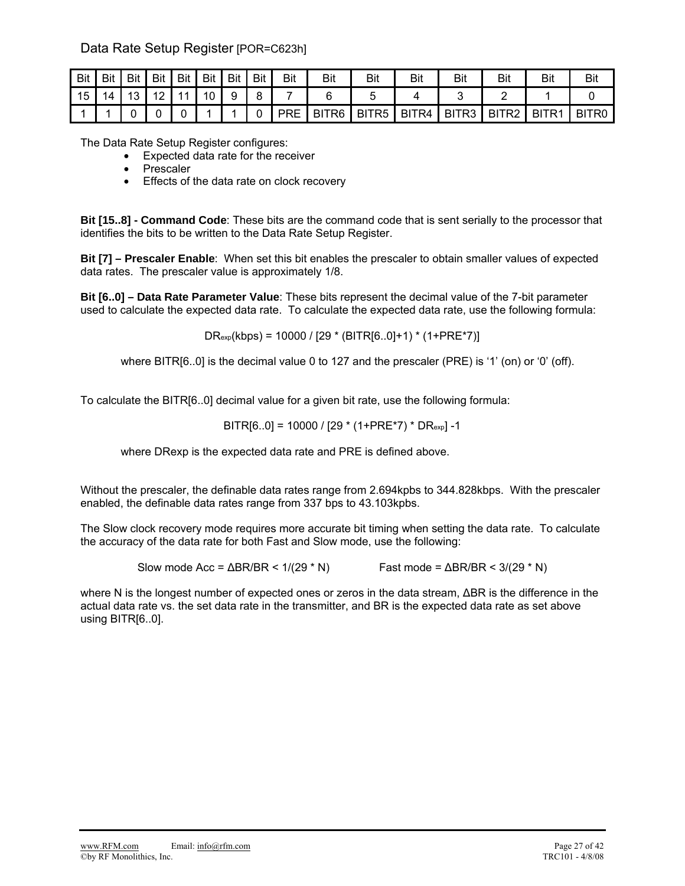## Data Rate Setup Register [POR=C623h]

| Bit 15 | Bit 14 | Bit 13 | Bit 12 | Bit 11 | Bit 10 | Bit 9 | Bit 8 | Bit 7 | Bit 6 | Bit 5 | Bit 4 | Bit 3 | Bit 2 | Bit 1 | Bit 0 |
|---|---|---|---|---|---|---|---|---|---|---|---|---|---|---|---|
| 1 | 1 | 0 | 0 | 0 | 1 | 1 | 0 | PRE | BITR6 | BITR5 | BITR4 | BITR3 | BITR2 | BITR1 | BITR0 |

The Data Rate Setup Register configures:

- Expected data rate for the receiver
- Prescaler
- Effects of the data rate on clock recovery

**Bit [15..8] - Command Code**: These bits are the command code that is sent serially to the processor that identifies the bits to be written to the Data Rate Setup Register.

**Bit [7] – Prescaler Enable**: When set this bit enables the prescaler to obtain smaller values of expected data rates. The prescaler value is approximately 1/8.

**Bit [6..0] – Data Rate Parameter Value**: These bits represent the decimal value of the 7-bit parameter used to calculate the expected data rate. To calculate the expected data rate, use the following formula:

$$DR_{exp}(kbps) = 10000 / [29 * (BITR[6..0]+1) * (1+PRE*7)]$$

where BITR[6..0] is the decimal value 0 to 127 and the prescaler (PRE) is '1' (on) or '0' (off).

To calculate the BITR[6..0] decimal value for a given bit rate, use the following formula:

$$BITR[6..0] = 10000 / [29 * (1+PRE*7) * DR_{exp}] -1$$

where DRexp is the expected data rate and PRE is defined above.

Without the prescaler, the definable data rates range from 2.694kpbs to 344.828kbps. With the prescaler enabled, the definable data rates range from 337 bps to 43.103kpbs.

The Slow clock recovery mode requires more accurate bit timing when setting the data rate. To calculate the accuracy of the data rate for both Fast and Slow mode, use the following:

Slow mode Acc = $\Delta BR/BR < 1/(29 * N)$ Fast mode = $\Delta BR/BR < 3/(29 * N)$

where N is the longest number of expected ones or zeros in the data stream, ΔBR is the difference in the actual data rate vs. the set data rate in the transmitter, and BR is the expected data rate as set above using BITR[6..0].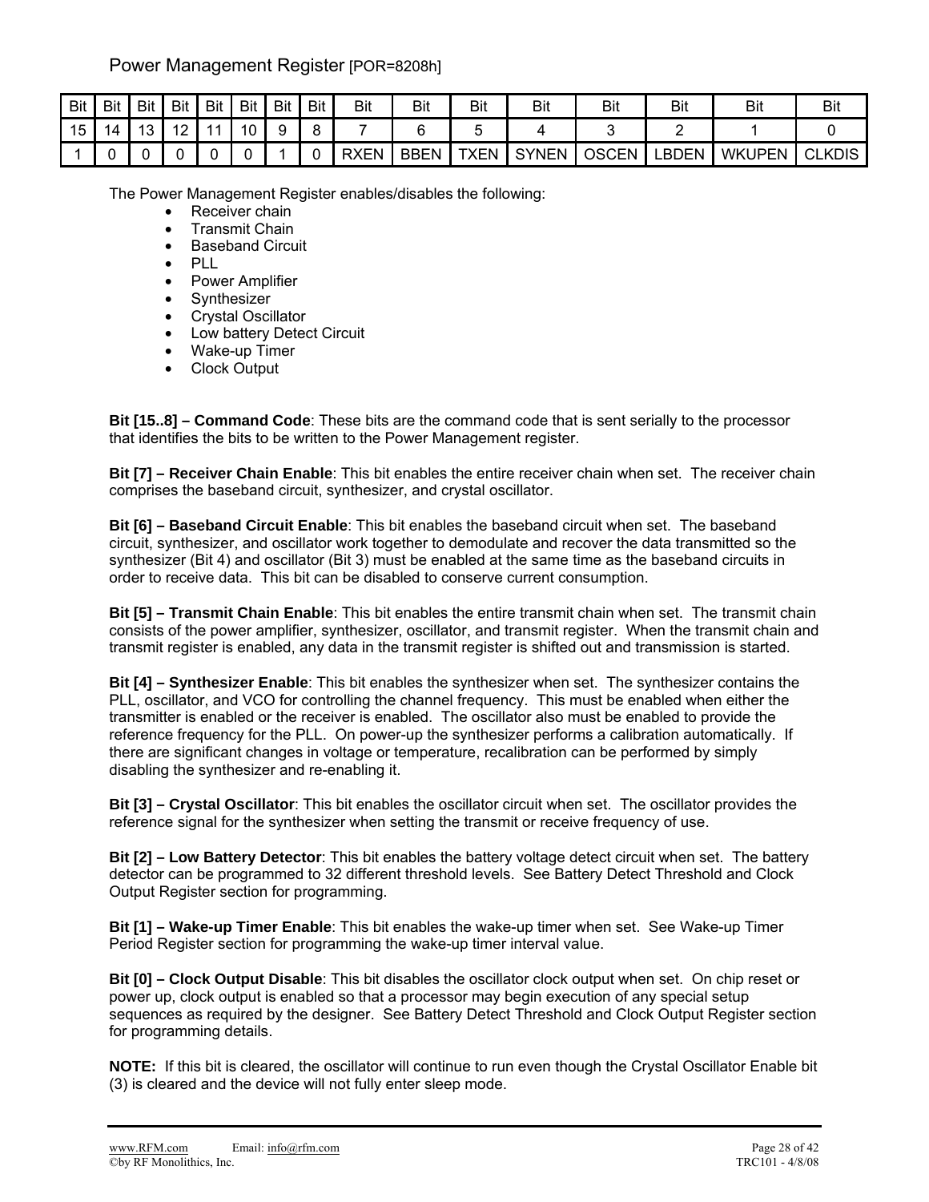## Power Management Register [POR=8208h]

| Bit | Bit | Bit | Bit | Bit | Bit | Bit | Bit | Bit | Bit | Bit | Bit | Bit | Bit | Bit | Bit |
|---|---|---|---|---|---|---|---|---|---|---|---|---|---|---|---|
| 15 | 14 | 13 | 12 | 11 | 10 | 9 | 8 | 7 | 6 | 5 | 4 | 3 | 2 | 1 | 0 |
| 1 | 0 | 0 | 0 | 0 | 0 | 1 | 0 | RXEN | BBEN | TXEN | SYNEN | OSCEN | LBDEN | WKUPEN | CLKDIS |

The Power Management Register enables/disables the following:

- Receiver chain
- Transmit Chain
- Baseband Circuit
- PLL
- Power Amplifier
- Synthesizer
- Crystal Oscillator
- Low battery Detect Circuit
- Wake-up Timer
- Clock Output

**Bit [15..8] – Command Code**: These bits are the command code that is sent serially to the processor that identifies the bits to be written to the Power Management register.

**Bit [7] – Receiver Chain Enable**: This bit enables the entire receiver chain when set. The receiver chain comprises the baseband circuit, synthesizer, and crystal oscillator.

**Bit [6] – Baseband Circuit Enable**: This bit enables the baseband circuit when set. The baseband circuit, synthesizer, and oscillator work together to demodulate and recover the data transmitted so the synthesizer (Bit 4) and oscillator (Bit 3) must be enabled at the same time as the baseband circuits in order to receive data. This bit can be disabled to conserve current consumption.

**Bit [5] – Transmit Chain Enable**: This bit enables the entire transmit chain when set. The transmit chain consists of the power amplifier, synthesizer, oscillator, and transmit register. When the transmit chain and transmit register is enabled, any data in the transmit register is shifted out and transmission is started.

**Bit [4] – Synthesizer Enable**: This bit enables the synthesizer when set. The synthesizer contains the PLL, oscillator, and VCO for controlling the channel frequency. This must be enabled when either the transmitter is enabled or the receiver is enabled. The oscillator also must be enabled to provide the reference frequency for the PLL. On power-up the synthesizer performs a calibration automatically. If there are significant changes in voltage or temperature, recalibration can be performed by simply disabling the synthesizer and re-enabling it.

**Bit [3] – Crystal Oscillator**: This bit enables the oscillator circuit when set. The oscillator provides the reference signal for the synthesizer when setting the transmit or receive frequency of use.

**Bit [2] – Low Battery Detector**: This bit enables the battery voltage detect circuit when set. The battery detector can be programmed to 32 different threshold levels. See Battery Detect Threshold and Clock Output Register section for programming.

**Bit [1] – Wake-up Timer Enable**: This bit enables the wake-up timer when set. See Wake-up Timer Period Register section for programming the wake-up timer interval value.

**Bit [0] – Clock Output Disable**: This bit disables the oscillator clock output when set. On chip reset or power up, clock output is enabled so that a processor may begin execution of any special setup sequences as required by the designer. See Battery Detect Threshold and Clock Output Register section for programming details.

**NOTE:** If this bit is cleared, the oscillator will continue to run even though the Crystal Oscillator Enable bit (3) is cleared and the device will not fully enter sleep mode.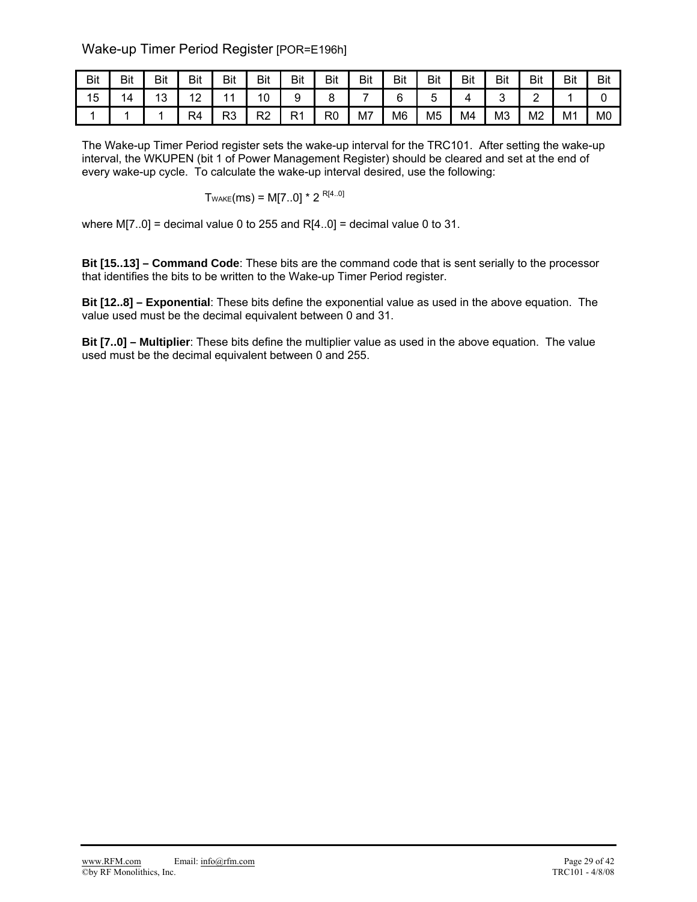## Wake-up Timer Period Register [POR=E196h]

| Bit 15 | Bit 14 | Bit 13 | Bit 12 | Bit 11 | Bit 10 | Bit 9 | Bit 8 | Bit 7 | Bit 6 | Bit 5 | Bit 4 | Bit 3 | Bit 2 | Bit 1 | Bit 0 |
|---|---|---|---|---|---|---|---|---|---|---|---|---|---|---|---|
| 1 | 1 | 1 | R4 | R3 | R2 | R1 | R0 | M7 | M6 | M5 | M4 | M3 | M2 | M1 | M0 |

The Wake-up Timer Period register sets the wake-up interval for the TRC101. After setting the wake-up interval, the WKUPEN (bit 1 of Power Management Register) should be cleared and set at the end of every wake-up cycle. To calculate the wake-up interval desired, use the following:

$$T_{WAKE}(ms) = M[7..0] * 2^{R[4..0]}$$

where M[7..0] = decimal value 0 to 255 and R[4..0] = decimal value 0 to 31.

**Bit [15..13] – Command Code**: These bits are the command code that is sent serially to the processor that identifies the bits to be written to the Wake-up Timer Period register.

**Bit [12..8] – Exponential**: These bits define the exponential value as used in the above equation. The value used must be the decimal equivalent between 0 and 31.

**Bit [7..0] – Multiplier**: These bits define the multiplier value as used in the above equation. The value used must be the decimal equivalent between 0 and 255.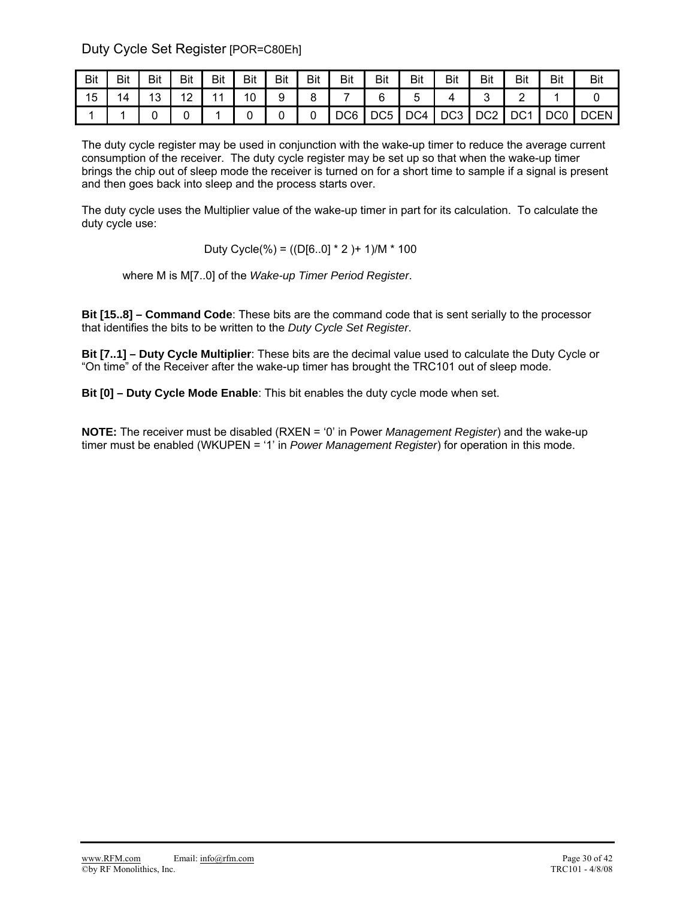## Duty Cycle Set Register [POR=C80Eh]

| Bit | Bit | Bit | Bit | Bit | Bit | Bit | Bit | Bit | Bit | Bit | Bit | Bit | Bit | Bit | Bit |
|---|---|---|---|---|---|---|---|---|---|---|---|---|---|---|---|
| 15 | 14 | 13 | 12 | 11 | 10 | 9 | 8 | 7 | 6 | 5 | 4 | 3 | 2 | 1 | 0 |
| 1 | 1 | 0 | 0 | 1 | 0 | 0 | 0 | DC6 | DC5 | DC4 | DC3 | DC2 | DC1 | DC0 | DCEN |

The duty cycle register may be used in conjunction with the wake-up timer to reduce the average current consumption of the receiver. The duty cycle register may be set up so that when the wake-up timer brings the chip out of sleep mode the receiver is turned on for a short time to sample if a signal is present and then goes back into sleep and the process starts over.

The duty cycle uses the Multiplier value of the wake-up timer in part for its calculation. To calculate the duty cycle use:

$$\text{Duty Cycle}(\%) = ((D[6..0] * 2) + 1)/M * 100$$

where M is M[7..0] of the *Wake-up Timer Period Register*.

**Bit [15..8] – Command Code**: These bits are the command code that is sent serially to the processor that identifies the bits to be written to the *Duty Cycle Set Register*.

**Bit [7..1] – Duty Cycle Multiplier**: These bits are the decimal value used to calculate the Duty Cycle or "On time" of the Receiver after the wake-up timer has brought the TRC101 out of sleep mode.

**Bit [0] – Duty Cycle Mode Enable**: This bit enables the duty cycle mode when set.

**NOTE:** The receiver must be disabled (RXEN = '0' in Power *Management Register*) and the wake-up timer must be enabled (WKUPEN = '1' in *Power Management Register*) for operation in this mode.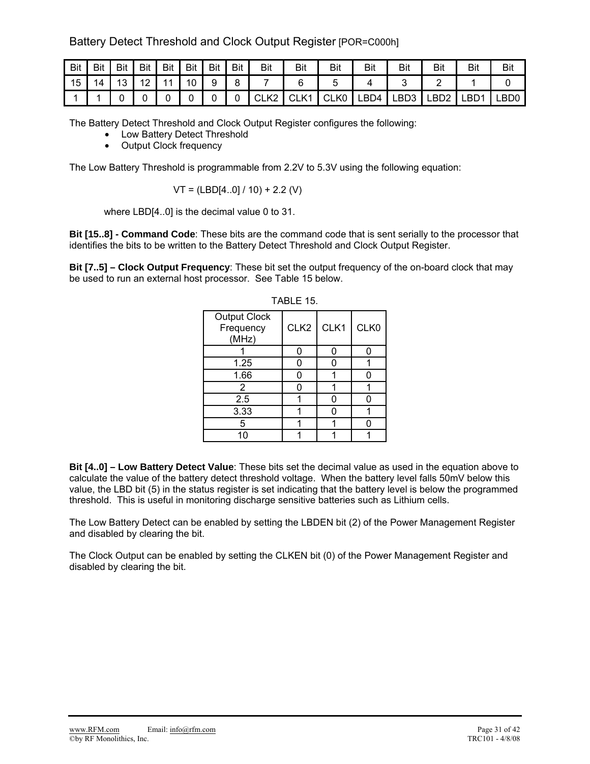## Battery Detect Threshold and Clock Output Register [POR=C000h]

| Bit | Bit | Bit | Bit | Bit | Bit | Bit | Bit | Bit | Bit | Bit | Bit | Bit | Bit | Bit | Bit |
|---|---|---|---|---|---|---|---|---|---|---|---|---|---|---|---|
| 15 | 14 | 13 | 12 | 11 | 10 | 9 | 8 | 7 | 6 | 5 | 4 | 3 | 2 | 1 | 0 |
| 1 | 1 | 0 | 0 | 0 | 0 | 0 | 0 | CLK2 | CLK1 | CLK0 | LBD4 | LBD3 | LBD2 | LBD1 | LBD0 |

The Battery Detect Threshold and Clock Output Register configures the following:

- Low Battery Detect Threshold
- Output Clock frequency

The Low Battery Threshold is programmable from 2.2V to 5.3V using the following equation:

$$VT = (LBD[4..0] / 10) + 2.2 \text{ (V)}$$

where LBD[4..0] is the decimal value 0 to 31.

**Bit [15..8] - Command Code**: These bits are the command code that is sent serially to the processor that identifies the bits to be written to the Battery Detect Threshold and Clock Output Register.

**Bit [7..5] – Clock Output Frequency**: These bit set the output frequency of the on-board clock that may be used to run an external host processor. See Table 15 below.

TABLE 15.

| Output Clock Frequency (MHz) | CLK2 | CLK1 | CLK0 |
|---|---|---|---|
| 1 | 0 | 0 | 0 |
| 1.25 | 0 | 0 | 1 |
| 1.66 | 0 | 1 | 0 |
| 2 | 0 | 1 | 1 |
| 2.5 | 1 | 0 | 0 |
| 3.33 | 1 | 0 | 1 |
| 5 | 1 | 1 | 0 |
| 10 | 1 | 1 | 1 |

**Bit [4..0] – Low Battery Detect Value**: These bits set the decimal value as used in the equation above to calculate the value of the battery detect threshold voltage. When the battery level falls 50mV below this value, the LBD bit (5) in the status register is set indicating that the battery level is below the programmed threshold. This is useful in monitoring discharge sensitive batteries such as Lithium cells.

The Low Battery Detect can be enabled by setting the LBDEN bit (2) of the Power Management Register and disabled by clearing the bit.

The Clock Output can be enabled by setting the CLKEN bit (0) of the Power Management Register and disabled by clearing the bit.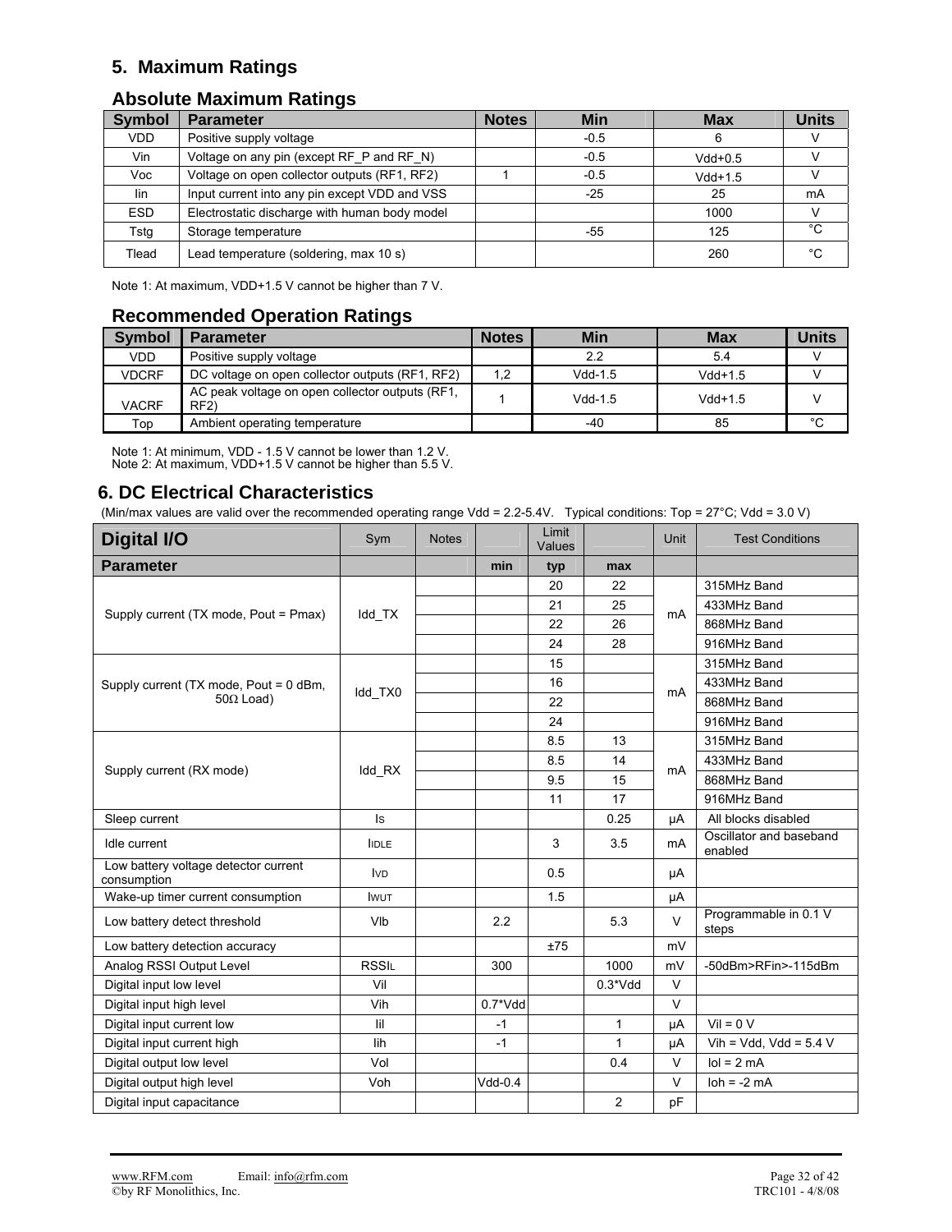## 5. Maximum Ratings

### Absolute Maximum Ratings

| Symbol | Parameter | Notes | Min | Max | Units |
|---|---|---|---|---|---|
| VDD | Positive supply voltage | | -0.5 | 6 | V |
| Vin | Voltage on any pin (except RF_P and RF_N) | | -0.5 | Vdd+0.5 | V |
| Voc | Voltage on open collector outputs (RF1, RF2) | 1 | -0.5 | Vdd+1.5 | V |
| Iin | Input current into any pin except VDD and VSS | | -25 | 25 | mA |
| ESD | Electrostatic discharge with human body model | | | 1000 | V |
| Tstg | Storage temperature | | -55 | 125 | °C |
| Tlead | Lead temperature (soldering, max 10 s) | | | 260 | °C |

Note 1: At maximum, VDD+1.5 V cannot be higher than 7 V.

### Recommended Operation Ratings

| Symbol | Parameter | Notes | Min | Max | Units |
|---|---|---|---|---|---|
| VDD | Positive supply voltage | | 2.2 | 5.4 | V |
| VDCRF | DC voltage on open collector outputs (RF1, RF2) | 1,2 | Vdd-1.5 | Vdd+1.5 | V |
| VACRF | AC peak voltage on open collector outputs (RF1, RF2) | 1 | Vdd-1.5 | Vdd+1.5 | V |
| Top | Ambient operating temperature | | -40 | 85 | °C |

Note 1: At minimum, VDD - 1.5 V cannot be lower than 1.2 V.
Note 2: At maximum, VDD+1.5 V cannot be higher than 5.5 V.

## 6. DC Electrical Characteristics

(Min/max values are valid over the recommended operating range Vdd = 2.2-5.4V. Typical conditions: Top = 27°C; Vdd = 3.0 V)

| Digital I/O | Sym | Notes | Limit Values | | | Unit | Test Conditions |
|---|---|---|---|---|---|---|---|
| **Parameter** | | | **min** | **typ** | **max** | | |
| Supply current (TX mode, Pout = Pmax) | Idd_TX | | | 20 | 22 | mA | 315MHz Band |
| | | | | 21 | 25 | | 433MHz Band |
| | | | | 22 | 26 | | 868MHz Band |
| | | | | 24 | 28 | | 916MHz Band |
| Supply current (TX mode, Pout = 0 dBm, 50Ω Load) | Idd_TX0 | | | 15 | | mA | 315MHz Band |
| | | | | 16 | | | 433MHz Band |
| | | | | 22 | | | 868MHz Band |
| | | | | 24 | | | 916MHz Band |
| Supply current (RX mode) | Idd_RX | | | 8.5 | 13 | mA | 315MHz Band |
| | | | | 8.5 | 14 | | 433MHz Band |
| | | | | 9.5 | 15 | | 868MHz Band |
| | | | | 11 | 17 | | 916MHz Band |
| Sleep current | IS | | | | 0.25 | μA | All blocks disabled |
| Idle current | IIDLE | | | 3 | 3.5 | mA | Oscillator and baseband enabled |
| Low battery voltage detector current consumption | IVD | | | 0.5 | | μA | |
| Wake-up timer current consumption | IWUT | | | 1.5 | | μA | |
| Low battery detect threshold | Vlb | | 2.2 | | 5.3 | V | Programmable in 0.1 V steps |
| Low battery detection accuracy | | | | ±75 | | mV | |
| Analog RSSI Output Level | RSSIL | | 300 | | 1000 | mV | -50dBm>RFin>-115dBm |
| Digital input low level | Vil | | | | 0.3*Vdd | V | |
| Digital input high level | Vih | | 0.7*Vdd | | | V | |
| Digital input current low | Iil | | -1 | | 1 | μA | Vil = 0 V |
| Digital input current high | Iih | | -1 | | 1 | μA | Vih = Vdd, Vdd = 5.4 V |
| Digital output low level | Vol | | | | 0.4 | V | Iol = 2 mA |
| Digital output high level | Voh | | Vdd-0.4 | | | V | Ioh = -2 mA |
| Digital input capacitance | | | | | 2 | pF | |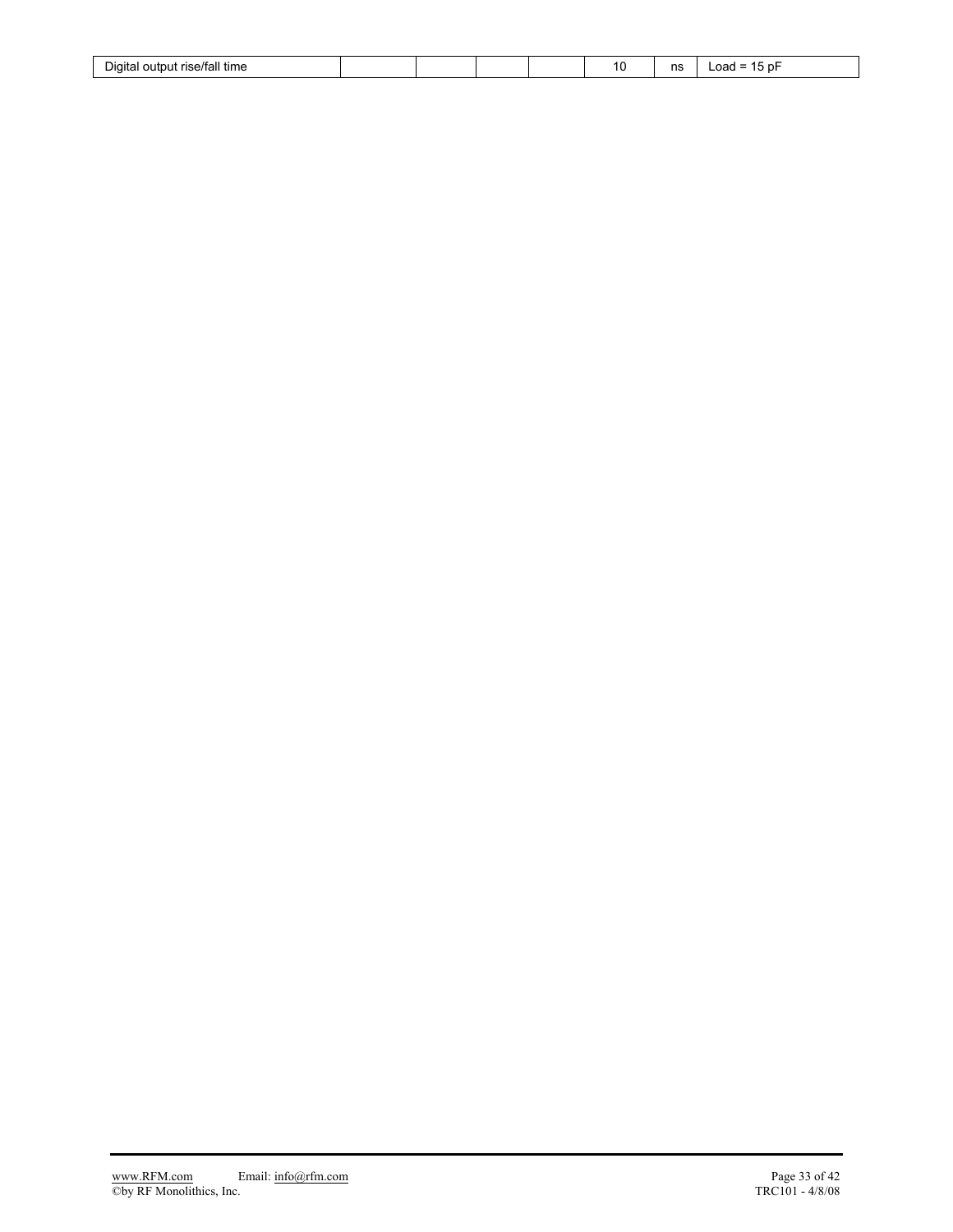| Digital output rise/fall time | | | | | 10 | ns | Load = 15 pF |
|---|---|---|---|---|---|---|---|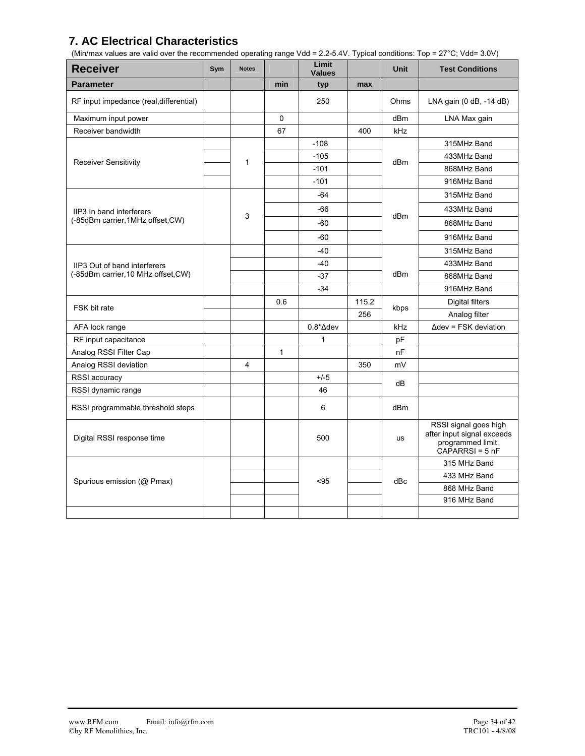## 7. AC Electrical Characteristics

(Min/max values are valid over the recommended operating range Vdd = 2.2-5.4V. Typical conditions: Top = 27°C; Vdd= 3.0V)

| Receiver | Sym | Notes | | Limit Values | | Unit | Test Conditions |
|---|---|---|---|---|---|---|---|
| **Parameter** | | | **min** | **typ** | **max** | | |
| RF input impedance (real,differential) | | | | 250 | | Ohms | LNA gain (0 dB, -14 dB) |
| Maximum input power | | | 0 | | | dBm | LNA Max gain |
| Receiver bandwidth | | | 67 | | 400 | kHz | |
| Receiver Sensitivity | | 1 | | -108 | | dBm | 315MHz Band |
| | | | | -105 | | | 433MHz Band |
| | | | | -101 | | | 868MHz Band |
| | | | | -101 | | | 916MHz Band |
| IIP3 In band interferers (-85dBm carrier,1MHz offset,CW) | | 3 | | -64 | | dBm | 315MHz Band |
| | | | | -66 | | | 433MHz Band |
| | | | | -60 | | | 868MHz Band |
| | | | | -60 | | | 916MHz Band |
| IIP3 Out of band interferers (-85dBm carrier,10 MHz offset,CW) | | | | -40 | | dBm | 315MHz Band |
| | | | | -40 | | | 433MHz Band |
| | | | | -37 | | | 868MHz Band |
| | | | | -34 | | | 916MHz Band |
| FSK bit rate | | | 0.6 | | 115.2 | kbps | Digital filters |
| | | | | | 256 | | Analog filter |
| AFA lock range | | | | 0.8*Δdev | | kHz | Δdev = FSK deviation |
| RF input capacitance | | | | 1 | | pF | |
| Analog RSSI Filter Cap | | | 1 | | | nF | |
| Analog RSSI deviation | | 4 | | | 350 | mV | |
| RSSI accuracy | | | | +/-5 | | dB | |
| RSSI dynamic range | | | | 46 | | | |
| RSSI programmable threshold steps | | | | 6 | | dBm | |
| Digital RSSI response time | | | | 500 | | us | RSSI signal goes high after input signal exceeds programmed limit. CAPARRSI = 5 nF |
| Spurious emission (@ Pmax) | | | | <95 | | dBc | 315 MHz Band |
| | | | | | | | 433 MHz Band |
| | | | | | | | 868 MHz Band |
| | | | | | | | 916 MHz Band |
| | | | | | | | |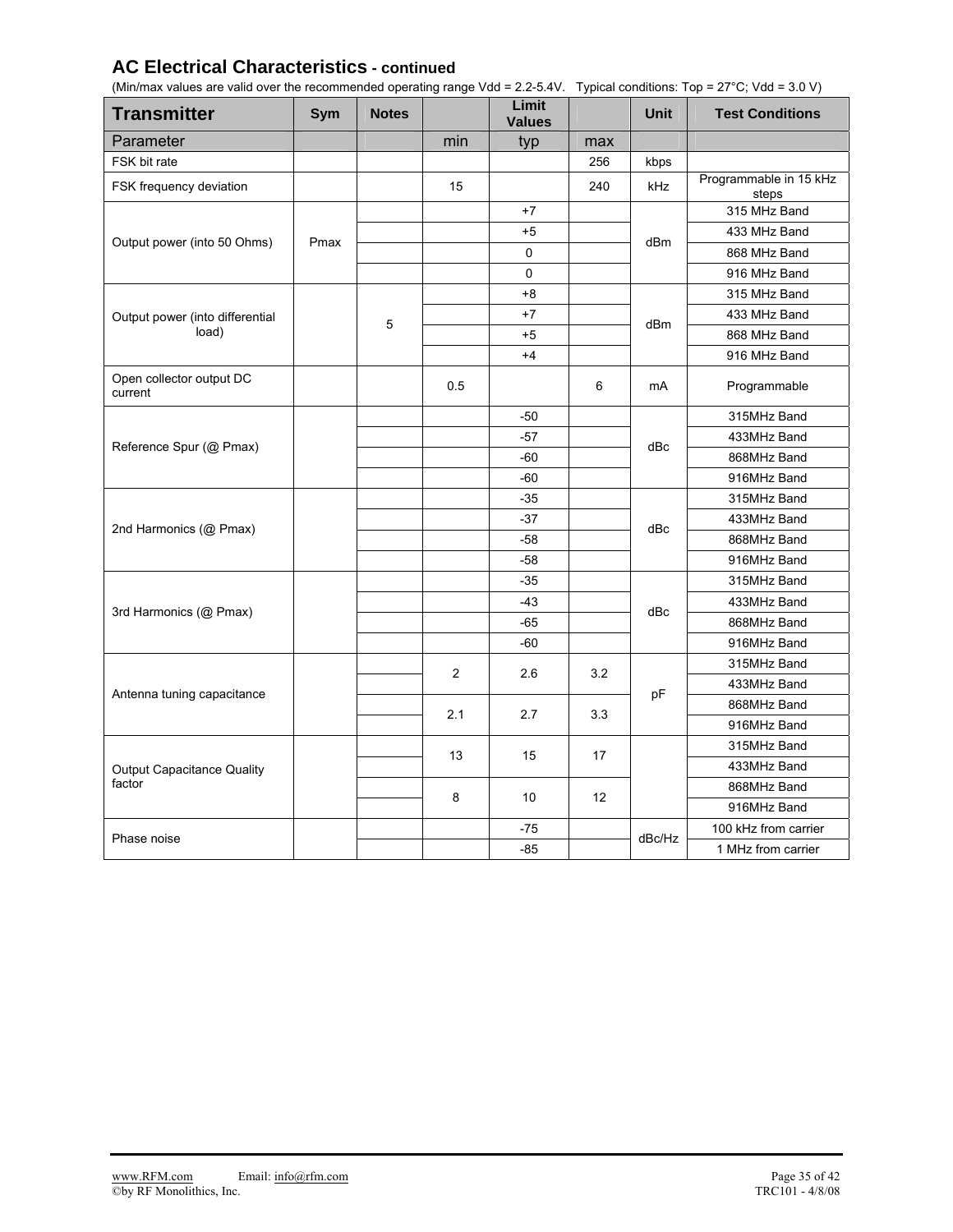## AC Electrical Characteristics - continued

(Min/max values are valid over the recommended operating range Vdd = 2.2-5.4V. Typical conditions: Top = 27°C; Vdd = 3.0 V)

| Transmitter | Sym | Notes | | Limit Values | | Unit | Test Conditions |
|---|---|---|---|---|---|---|---|
| Parameter | | | min | typ | max | | |
| FSK bit rate | | | | | 256 | kbps | |
| FSK frequency deviation | | | 15 | | 240 | kHz | Programmable in 15 kHz steps |
| Output power (into 50 Ohms) | Pmax | | | +7 | | dBm | 315 MHz Band |
| | | | | +5 | | | 433 MHz Band |
| | | | | 0 | | | 868 MHz Band |
| | | | | 0 | | | 916 MHz Band |
| Output power (into differential load) | | 5 | | +8 | | dBm | 315 MHz Band |
| | | | | +7 | | | 433 MHz Band |
| | | | | +5 | | | 868 MHz Band |
| | | | | +4 | | | 916 MHz Band |
| Open collector output DC current | | | 0.5 | | 6 | mA | Programmable |
| Reference Spur (@ Pmax) | | | | -50 | | dBc | 315MHz Band |
| | | | | -57 | | | 433MHz Band |
| | | | | -60 | | | 868MHz Band |
| | | | | -60 | | | 916MHz Band |
| 2nd Harmonics (@ Pmax) | | | | -35 | | dBc | 315MHz Band |
| | | | | -37 | | | 433MHz Band |
| | | | | -58 | | | 868MHz Band |
| | | | | -58 | | | 916MHz Band |
| 3rd Harmonics (@ Pmax) | | | | -35 | | dBc | 315MHz Band |
| | | | | -43 | | | 433MHz Band |
| | | | | -65 | | | 868MHz Band |
| | | | | -60 | | | 916MHz Band |
| Antenna tuning capacitance | | | 2 | 2.6 | 3.2 | pF | 315MHz Band |
| | | | | | | | 433MHz Band |
| | | | 2.1 | 2.7 | 3.3 | | 868MHz Band |
| | | | | | | | 916MHz Band |
| Output Capacitance Quality factor | | | 13 | 15 | 17 | | 315MHz Band |
| | | | | | | | 433MHz Band |
| | | | 8 | 10 | 12 | | 868MHz Band |
| | | | | | | | 916MHz Band |
| Phase noise | | | | -75 | | dBc/Hz | 100 kHz from carrier |
| | | | | -85 | | | 1 MHz from carrier |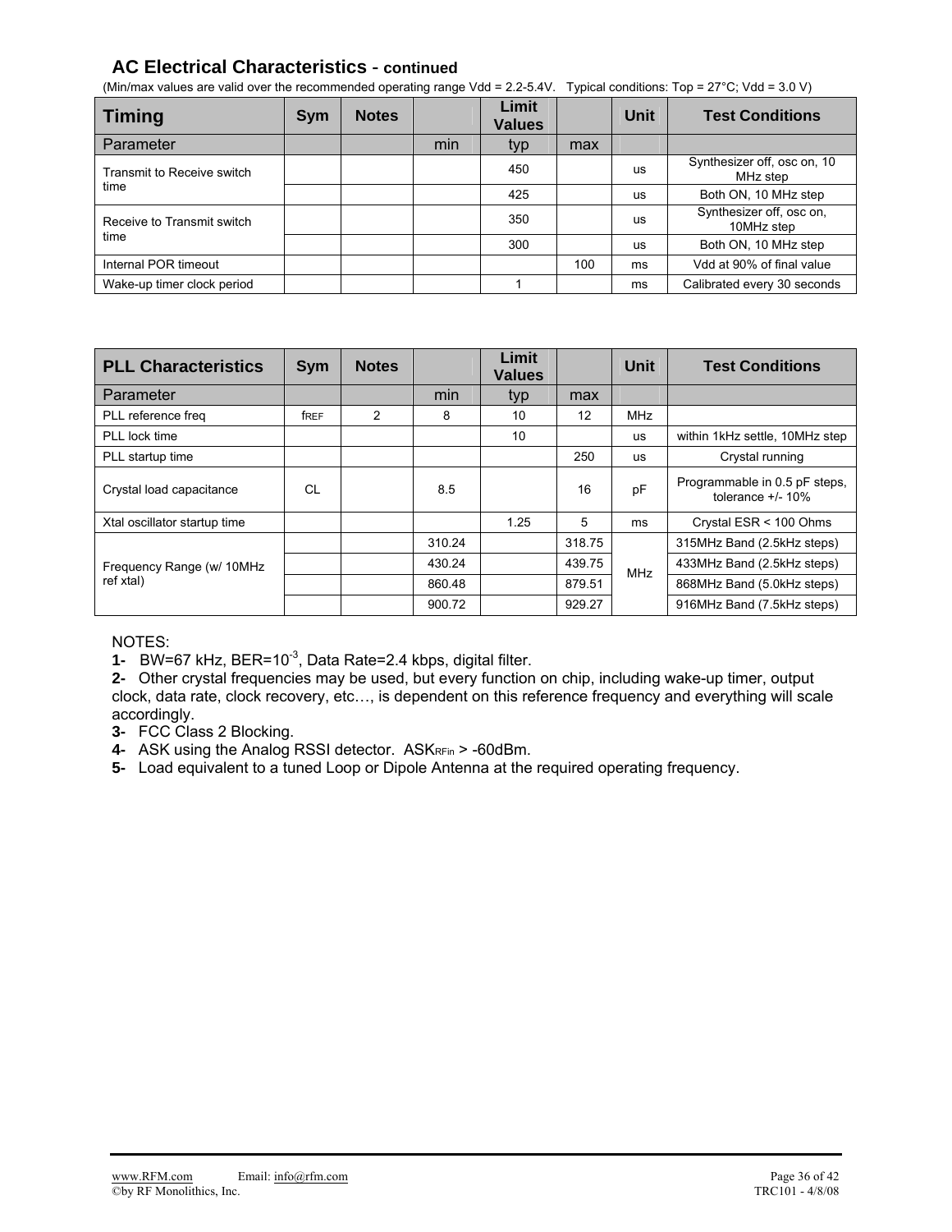## AC Electrical Characteristics - continued

(Min/max values are valid over the recommended operating range Vdd = 2.2-5.4V. Typical conditions: Top = 27°C; Vdd = 3.0 V)

| Timing | Sym | Notes | | Limit Values | | Unit | Test Conditions |
|---|---|---|---|---|---|---|---|
| Parameter | | | min | typ | max | | |
| Transmit to Receive switch time | | | | 450 | | us | Synthesizer off, osc on, 10 MHz step |
| | | | | 425 | | us | Both ON, 10 MHz step |
| Receive to Transmit switch time | | | | 350 | | us | Synthesizer off, osc on, 10MHz step |
| | | | | 300 | | us | Both ON, 10 MHz step |
| Internal POR timeout | | | | | 100 | ms | Vdd at 90% of final value |
| Wake-up timer clock period | | | | 1 | | ms | Calibrated every 30 seconds |

| PLL Characteristics | Sym | Notes | | Limit Values | | Unit | Test Conditions |
|---|---|---|---|---|---|---|---|
| Parameter | | | min | typ | max | | |
| PLL reference freq | $f_{REF}$ | 2 | 8 | 10 | 12 | MHz | |
| PLL lock time | | | | 10 | | us | within 1kHz settle, 10MHz step |
| PLL startup time | | | | | 250 | us | Crystal running |
| Crystal load capacitance | CL | | 8.5 | | 16 | pF | Programmable in 0.5 pF steps, tolerance +/- 10% |
| Xtal oscillator startup time | | | | 1.25 | 5 | ms | Crystal ESR < 100 Ohms |
| Frequency Range (w/ 10MHz ref xtal) | | | 310.24 | | 318.75 | MHz | 315MHz Band (2.5kHz steps) |
| | | | 430.24 | | 439.75 | MHz | 433MHz Band (2.5kHz steps) |
| | | | 860.48 | | 879.51 | MHz | 868MHz Band (5.0kHz steps) |
| | | | 900.72 | | 929.27 | MHz | 916MHz Band (7.5kHz steps) |

NOTES:

**1-** BW=67 kHz, BER=$10^{-3}$, Data Rate=2.4 kbps, digital filter.

**2-** Other crystal frequencies may be used, but every function on chip, including wake-up timer, output clock, data rate, clock recovery, etc…, is dependent on this reference frequency and everything will scale accordingly.

**3-** FCC Class 2 Blocking.

**4-** ASK using the Analog RSSI detector. $ASK_{RFin}$ > -60dBm.

**5-** Load equivalent to a tuned Loop or Dipole Antenna at the required operating frequency.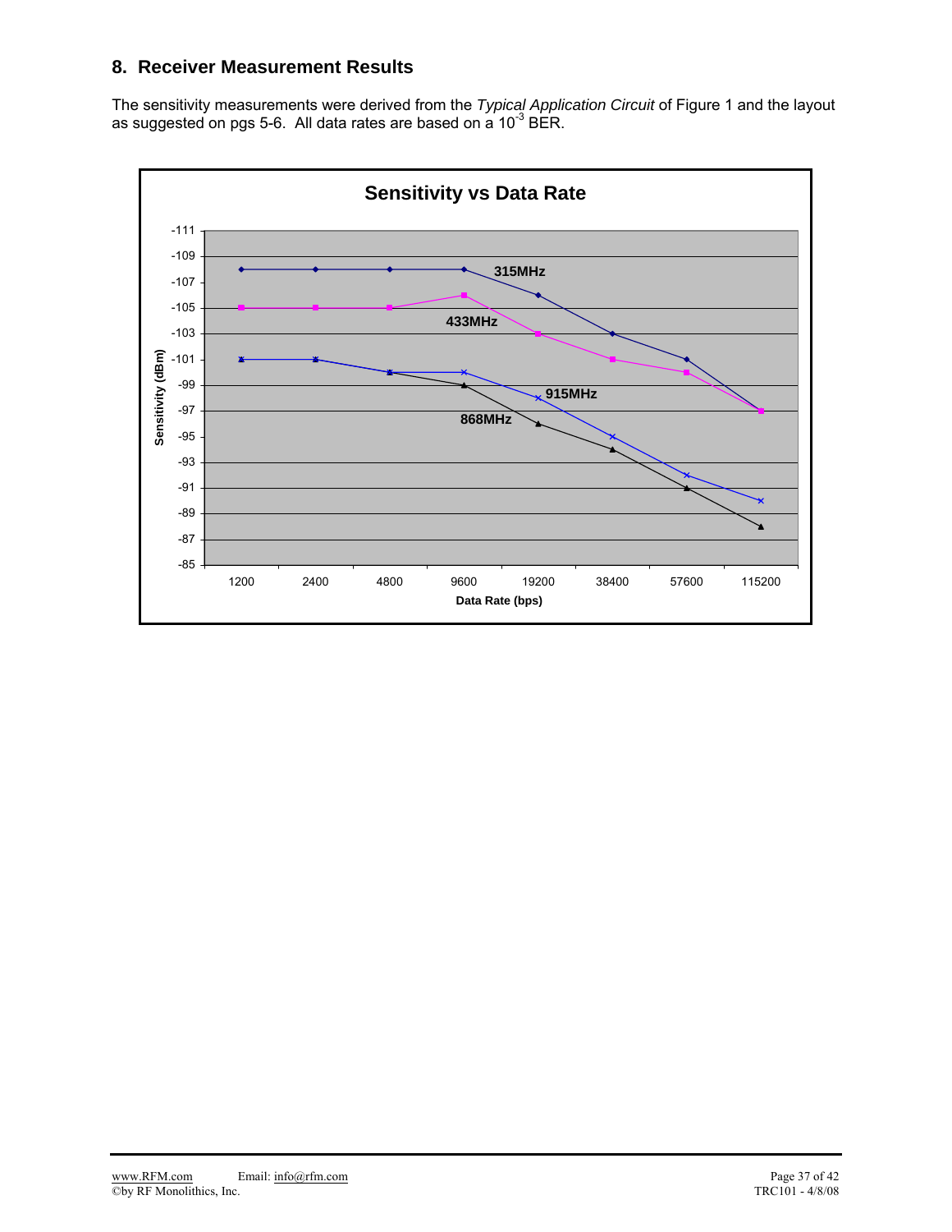## 8. Receiver Measurement Results

The sensitivity measurements were derived from the *Typical Application Circuit* of Figure 1 and the layout as suggested on pgs 5-6. All data rates are based on a $10^{-3}$ BER.

**Sensitivity vs Data Rate**

| Data Rate (bps) | 315MHz (dBm) | 433MHz (dBm) | 868MHz (dBm) | 915MHz (dBm) |
|---|---|---|---|---|
| 1200 | -108 | -105 | -101 | -101 |
| 2400 | -108 | -105 | -101 | -101 |
| 4800 | -108 | -105 | -100 | -100 |
| 9600 | -108 | -106 | -99 | -100 |
| 19200 | -106 | -103 | -96 | -98 |
| 38400 | -103 | -101 | -94 | -95 |
| 57600 | -101 | -100 | -91 | -92 |
| 115200 | -97 | -97 | -88 | -90 |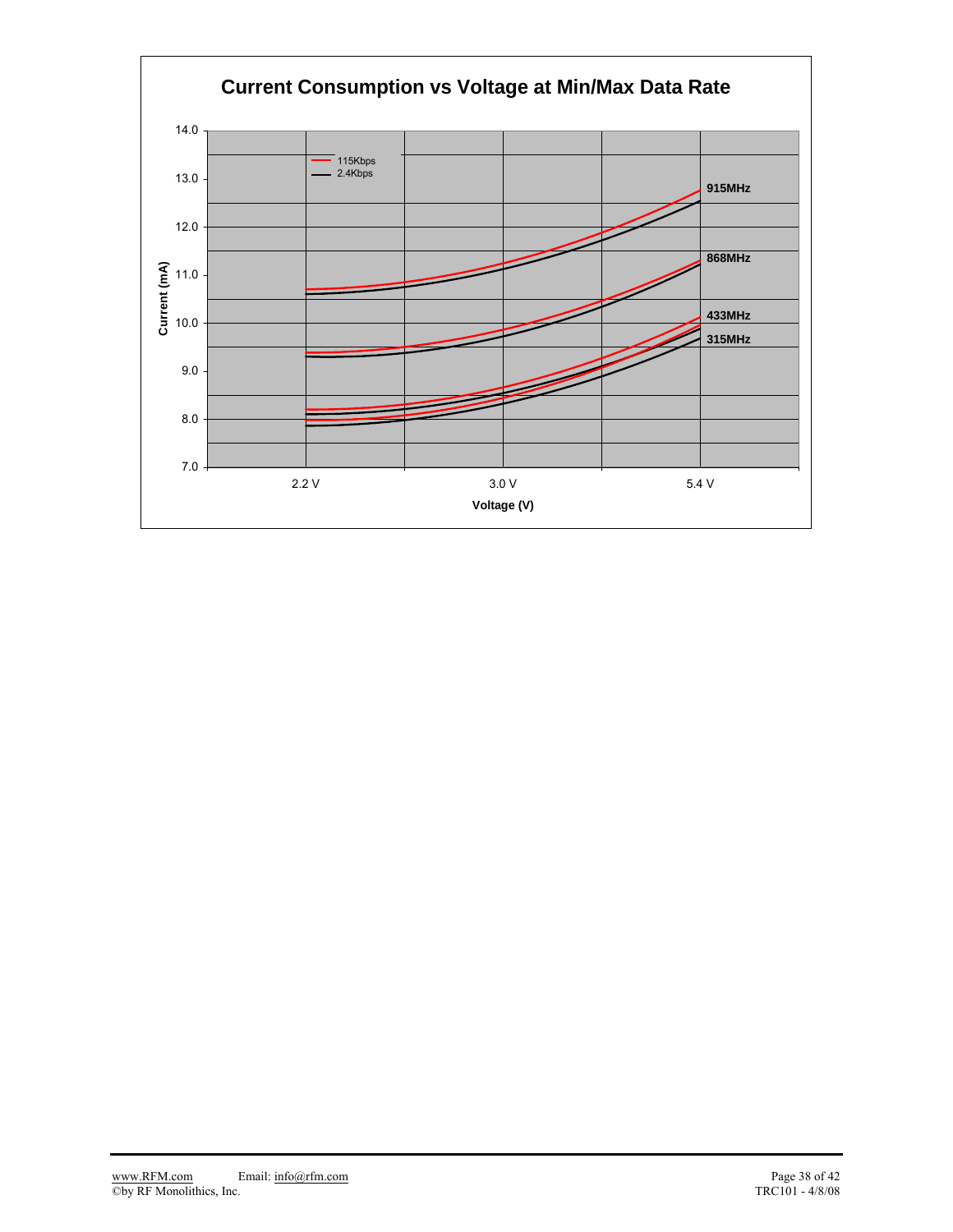**Current Consumption vs Voltage at Min/Max Data Rate**

Legend: 115Kbps (red), 2.4Kbps (black)

Curves: 915MHz, 868MHz, 433MHz, 315MHz

Current (mA): 7.0 – 14.0

Voltage (V): 2.2 V, 3.0 V, 5.4 V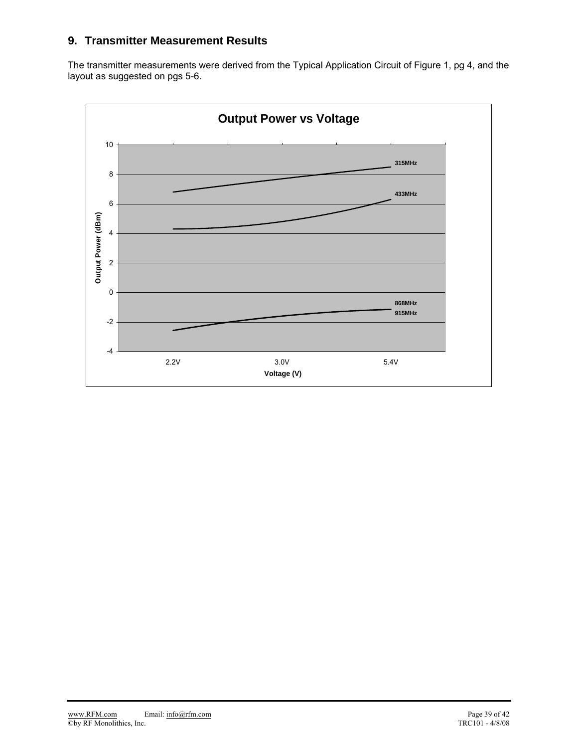## 9. Transmitter Measurement Results

The transmitter measurements were derived from the Typical Application Circuit of Figure 1, pg 4, and the layout as suggested on pgs 5-6.

**Output Power vs Voltage**

Output Power (dBm)

10, 8, 6, 4, 2, 0, -2, -4

315MHz

433MHz

868MHz

915MHz

2.2V 3.0V 5.4V

Voltage (V)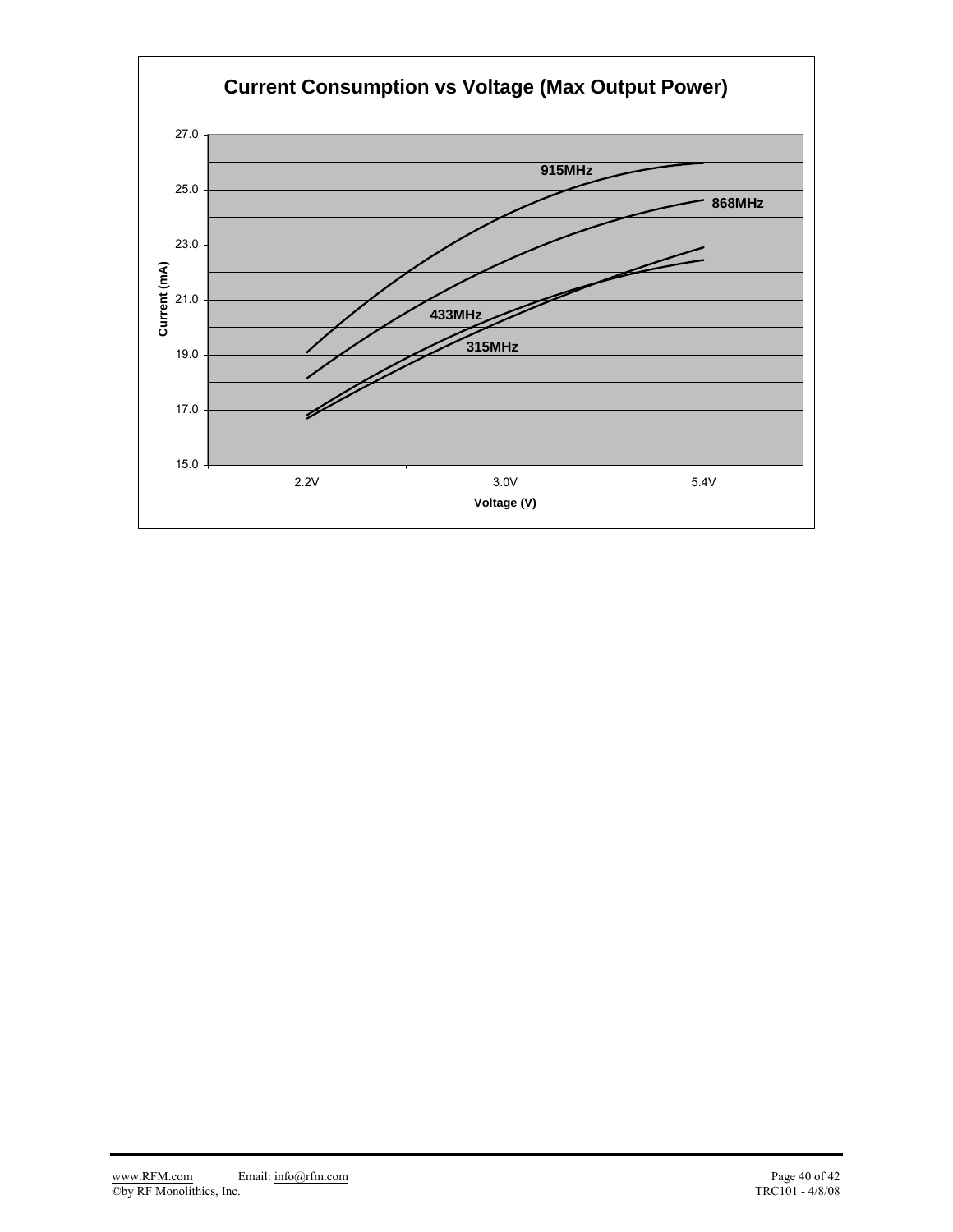**Current Consumption vs Voltage (Max Output Power)**

Current (mA): 15.0, 17.0, 19.0, 21.0, 23.0, 25.0, 27.0

Voltage (V): 2.2V, 3.0V, 5.4V

915MHz

868MHz

433MHz

315MHz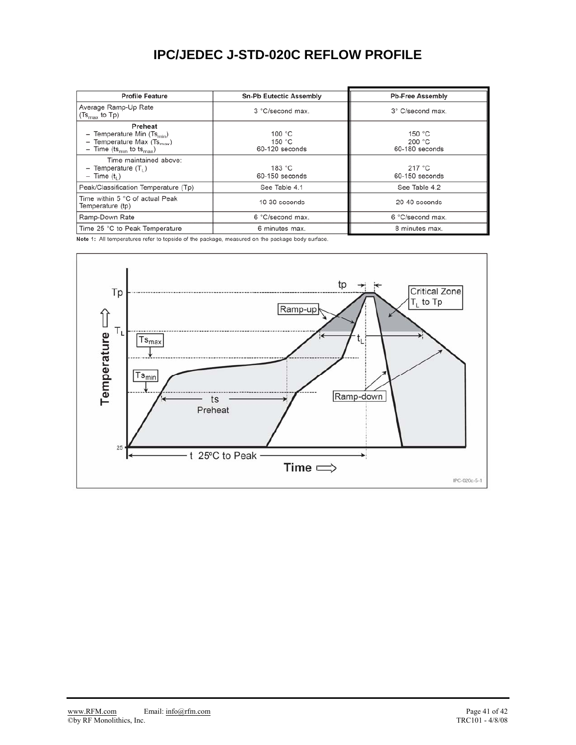# IPC/JEDEC J-STD-020C REFLOW PROFILE

| Profile Feature | Sn-Pb Eutectic Assembly | Pb-Free Assembly |
|---|---|---|
| Average Ramp-Up Rate ($Ts_{max}$ to Tp) | 3 °C/second max. | 3° C/second max. |
| **Preheat**<br>– Temperature Min ($Ts_{min}$)<br>– Temperature Max ($Ts_{max}$)<br>– Time ($ts_{min}$ to $ts_{max}$) | <br>100 °C<br>150 °C<br>60-120 seconds | <br>150 °C<br>200 °C<br>60-180 seconds |
| Time maintained above:<br>– Temperature ($T_L$)<br>– Time ($t_L$) | <br>183 °C<br>60-150 seconds | <br>217 °C<br>60-150 seconds |
| Peak/Classification Temperature (Tp) | See Table 4.1 | See Table 4.2 |
| Time within 5 °C of actual Peak Temperature (tp) | 10-30 seconds | 20-40 seconds |
| Ramp-Down Rate | 6 °C/second max. | 6 °C/second max. |
| Time 25 °C to Peak Temperature | 6 minutes max. | 8 minutes max. |

**Note 1:** All temperatures refer to topside of the package, measured on the package body surface.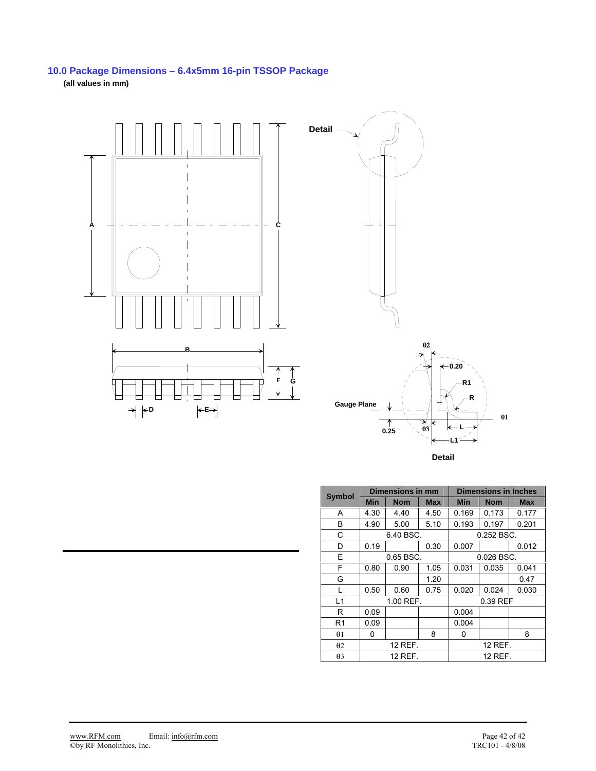## 10.0 Package Dimensions – 6.4x5mm 16-pin TSSOP Package

**(all values in mm)**

| Symbol | Dimensions in mm | | | Dimensions in Inches | | |
|---|---|---|---|---|---|---|
| | Min | Nom | Max | Min | Nom | Max |
| A | 4.30 | 4.40 | 4.50 | 0.169 | 0.173 | 0.177 |
| B | 4.90 | 5.00 | 5.10 | 0.193 | 0.197 | 0.201 |
| C | | 6.40 BSC. | | | 0.252 BSC. | |
| D | 0.19 | | 0.30 | 0.007 | | 0.012 |
| E | | 0.65 BSC. | | | 0.026 BSC. | |
| F | 0.80 | 0.90 | 1.05 | 0.031 | 0.035 | 0.041 |
| G | | | 1.20 | | | 0.47 |
| L | 0.50 | 0.60 | 0.75 | 0.020 | 0.024 | 0.030 |
| L1 | | 1.00 REF. | | | 0.39 REF | |
| R | 0.09 | | | 0.004 | | |
| R1 | 0.09 | | | 0.004 | | |
| θ1 | 0 | | 8 | 0 | | 8 |
| θ2 | | 12 REF. | | | 12 REF. | |
| θ3 | | 12 REF. | | | 12 REF. | |

www.RFM.com Email: info@rfm.com
©by RF Monolithics, Inc.
TRC101 - 4/8/08